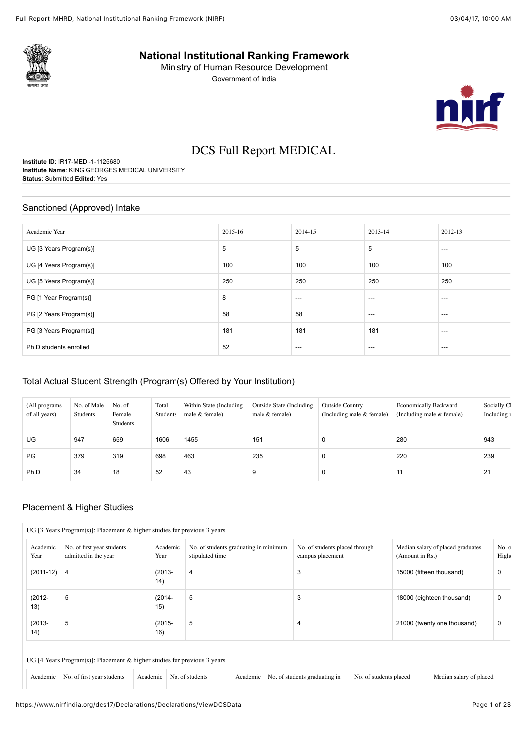# National Institutional Ranking Framework

Ministry of Human Resource Development

Government of India

## DCS Full Report MEDICAL

**Institute ID**: IR17-MEDI-1-1125680
**Institute Name**: KING GEORGES MEDICAL UNIVERSITY
**Status**: Submitted **Edited**: Yes

## Sanctioned (Approved) Intake

| Academic Year | 2015-16 | 2014-15 | 2013-14 | 2012-13 |
|---|---|---|---|---|
| UG [3 Years Program(s)] | 5 | 5 | 5 | --- |
| UG [4 Years Program(s)] | 100 | 100 | 100 | 100 |
| UG [5 Years Program(s)] | 250 | 250 | 250 | 250 |
| PG [1 Year Program(s)] | 8 | --- | --- | --- |
| PG [2 Years Program(s)] | 58 | 58 | --- | --- |
| PG [3 Years Program(s)] | 181 | 181 | 181 | --- |
| Ph.D students enrolled | 52 | --- | --- | --- |

## Total Actual Student Strength (Program(s) Offered by Your Institution)

| (All programs of all years) | No. of Male Students | No. of Female Students | Total Students | Within State (Including male & female) | Outside State (Including male & female) | Outside Country (Including male & female) | Economically Backward (Including male & female) | Socially Cl Including r |
|---|---|---|---|---|---|---|---|---|
| UG | 947 | 659 | 1606 | 1455 | 151 | 0 | 280 | 943 |
| PG | 379 | 319 | 698 | 463 | 235 | 0 | 220 | 239 |
| Ph.D | 34 | 18 | 52 | 43 | 9 | 0 | 11 | 21 |

## Placement & Higher Studies

UG [3 Years Program(s)]: Placement & higher studies for previous 3 years

| Academic Year | No. of first year students admitted in the year | Academic Year | No. of students graduating in minimum stipulated time | No. of students placed through campus placement | Median salary of placed graduates (Amount in Rs.) | No. o High |
|---|---|---|---|---|---|---|
| (2011-12) | 4 | (2013-14) | 4 | 3 | 15000 (fifteen thousand) | 0 |
| (2012-13) | 5 | (2014-15) | 5 | 3 | 18000 (eighteen thousand) | 0 |
| (2013-14) | 5 | (2015-16) | 5 | 4 | 21000 (twenty one thousand) | 0 |

UG [4 Years Program(s)]: Placement & higher studies for previous 3 years

| Academic | No. of first year students | Academic | No. of students | Academic | No. of students graduating in | No. of students placed | Median salary of placed |
|---|---|---|---|---|---|---|---|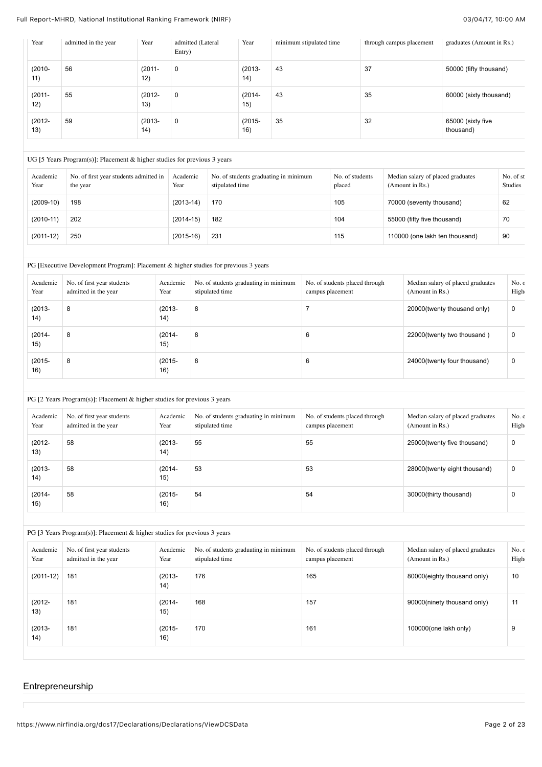| Year | admitted in the year | Year | admitted (Lateral Entry) | Year | minimum stipulated time | through campus placement | graduates (Amount in Rs.) |
|---|---|---|---|---|---|---|---|
| (2010-11) | 56 | (2011-12) | 0 | (2013-14) | 43 | 37 | 50000 (fifty thousand) |
| (2011-12) | 55 | (2012-13) | 0 | (2014-15) | 43 | 35 | 60000 (sixty thousand) |
| (2012-13) | 59 | (2013-14) | 0 | (2015-16) | 35 | 32 | 65000 (sixty five thousand) |

UG [5 Years Program(s)]: Placement & higher studies for previous 3 years

| Academic Year | No. of first year students admitted in the year | Academic Year | No. of students graduating in minimum stipulated time | No. of students placed | Median salary of placed graduates (Amount in Rs.) | No. of st Studies |
|---|---|---|---|---|---|---|
| (2009-10) | 198 | (2013-14) | 170 | 105 | 70000 (seventy thousand) | 62 |
| (2010-11) | 202 | (2014-15) | 182 | 104 | 55000 (fifty five thousand) | 70 |
| (2011-12) | 250 | (2015-16) | 231 | 115 | 110000 (one lakh ten thousand) | 90 |

PG [Executive Development Program]: Placement & higher studies for previous 3 years

| Academic Year | No. of first year students admitted in the year | Academic Year | No. of students graduating in minimum stipulated time | No. of students placed through campus placement | Median salary of placed graduates (Amount in Rs.) | No. o High |
|---|---|---|---|---|---|---|
| (2013-14) | 8 | (2013-14) | 8 | 7 | 20000(twenty thousand only) | 0 |
| (2014-15) | 8 | (2014-15) | 8 | 6 | 22000(twenty two thousand ) | 0 |
| (2015-16) | 8 | (2015-16) | 8 | 6 | 24000(twenty four thousand) | 0 |

PG [2 Years Program(s)]: Placement & higher studies for previous 3 years

| Academic Year | No. of first year students admitted in the year | Academic Year | No. of students graduating in minimum stipulated time | No. of students placed through campus placement | Median salary of placed graduates (Amount in Rs.) | No. o High |
|---|---|---|---|---|---|---|
| (2012-13) | 58 | (2013-14) | 55 | 55 | 25000(twenty five thousand) | 0 |
| (2013-14) | 58 | (2014-15) | 53 | 53 | 28000(twenty eight thousand) | 0 |
| (2014-15) | 58 | (2015-16) | 54 | 54 | 30000(thirty thousand) | 0 |

PG [3 Years Program(s)]: Placement & higher studies for previous 3 years

| Academic Year | No. of first year students admitted in the year | Academic Year | No. of students graduating in minimum stipulated time | No. of students placed through campus placement | Median salary of placed graduates (Amount in Rs.) | No. o High |
|---|---|---|---|---|---|---|
| (2011-12) | 181 | (2013-14) | 176 | 165 | 80000(eighty thousand only) | 10 |
| (2012-13) | 181 | (2014-15) | 168 | 157 | 90000(ninety thousand only) | 11 |
| (2013-14) | 181 | (2015-16) | 170 | 161 | 100000(one lakh only) | 9 |

## Entrepreneurship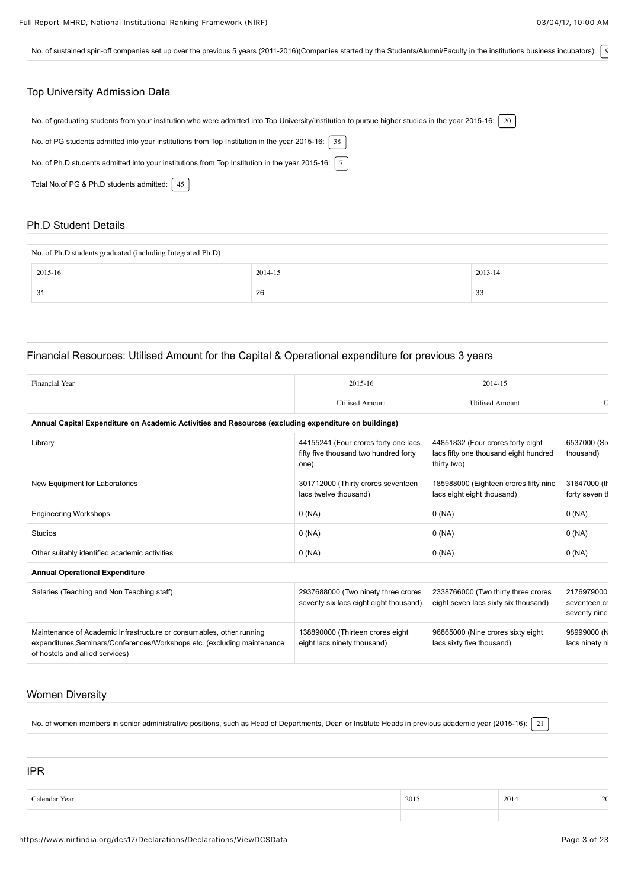No. of sustained spin-off companies set up over the previous 5 years (2011-2016)(Companies started by the Students/Alumni/Faculty in the institutions business incubators): 9

## Top University Admission Data

No. of graduating students from your institution who were admitted into Top University/Institution to pursue higher studies in the year 2015-16: 20

No. of PG students admitted into your institutions from Top Institution in the year 2015-16: 38

No. of Ph.D students admitted into your institutions from Top Institution in the year 2015-16: 7

Total No.of PG & Ph.D students admitted: 45

## Ph.D Student Details

| No. of Ph.D students graduated (including Integrated Ph.D) | | |
|---|---|---|
| 2015-16 | 2014-15 | 2013-14 |
| 31 | 26 | 33 |

## Financial Resources: Utilised Amount for the Capital & Operational expenditure for previous 3 years

| Financial Year | 2015-16 | 2014-15 | |
|---|---|---|---|
| | Utilised Amount | Utilised Amount | U |
| **Annual Capital Expenditure on Academic Activities and Resources (excluding expenditure on buildings)** | | | |
| Library | 44155241 (Four crores forty one lacs fifty five thousand two hundred forty one) | 44851832 (Four crores forty eight lacs fifty one thousand eight hundred thirty two) | 6537000 (Six thousand) |
| New Equipment for Laboratories | 301712000 (Thirty crores seventeen lacs twelve thousand) | 185988000 (Eighteen crores fifty nine lacs eight eight thousand) | 31647000 (th forty seven th |
| Engineering Workshops | 0 (NA) | 0 (NA) | 0 (NA) |
| Studios | 0 (NA) | 0 (NA) | 0 (NA) |
| Other suitably identified academic activities | 0 (NA) | 0 (NA) | 0 (NA) |
| **Annual Operational Expenditure** | | | |
| Salaries (Teaching and Non Teaching staff) | 2937688000 (Two ninety three crores seventy six lacs eight eight thousand) | 2338766000 (Two thirty three crores eight seven lacs sixty six thousand) | 2176979000 seventeen cr seventy nine |
| Maintenance of Academic Infrastructure or consumables, other running expenditures,Seminars/Conferences/Workshops etc. (excluding maintenance of hostels and allied services) | 138890000 (Thirteen crores eight eight lacs ninety thousand) | 96865000 (Nine crores sixty eight lacs sixty five thousand) | 98999000 (N lacs ninety ni |

## Women Diversity

No. of women members in senior administrative positions, such as Head of Departments, Dean or Institute Heads in previous academic year (2015-16): 21

## IPR

| Calendar Year | 2015 | 2014 | 20 |
|---|---|---|---|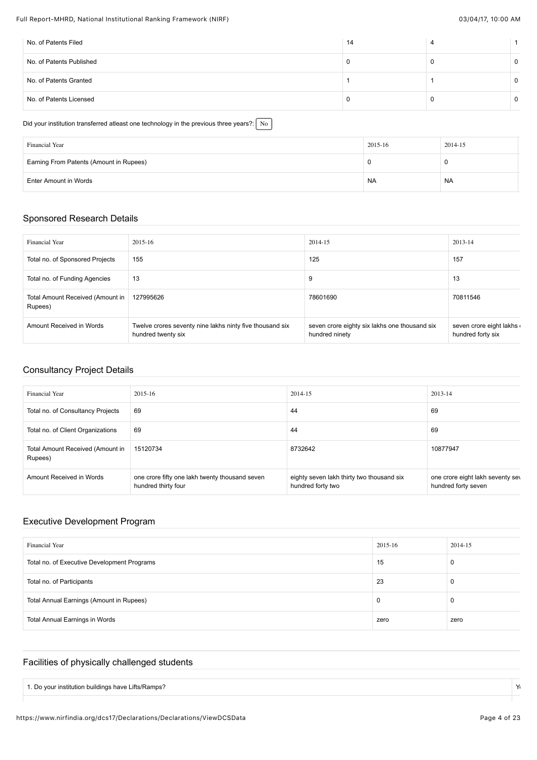| No. of Patents Filed | 14 | 4 | 1 |
|---|---|---|---|
| No. of Patents Published | 0 | 0 | 0 |
| No. of Patents Granted | 1 | 1 | 0 |
| No. of Patents Licensed | 0 | 0 | 0 |

Did your institution transferred atleast one technology in the previous three years?: No

| Financial Year | 2015-16 | 2014-15 |
|---|---|---|
| Earning From Patents (Amount in Rupees) | 0 | 0 |
| Enter Amount in Words | NA | NA |

## Sponsored Research Details

| Financial Year | 2015-16 | 2014-15 | 2013-14 |
|---|---|---|---|
| Total no. of Sponsored Projects | 155 | 125 | 157 |
| Total no. of Funding Agencies | 13 | 9 | 13 |
| Total Amount Received (Amount in Rupees) | 127995626 | 78601690 | 70811546 |
| Amount Received in Words | Twelve crores seventy nine lakhs ninty five thousand six hundred twenty six | seven crore eighty six lakhs one thousand six hundred ninety | seven crore eight lakhs hundred forty six |

## Consultancy Project Details

| Financial Year | 2015-16 | 2014-15 | 2013-14 |
|---|---|---|---|
| Total no. of Consultancy Projects | 69 | 44 | 69 |
| Total no. of Client Organizations | 69 | 44 | 69 |
| Total Amount Received (Amount in Rupees) | 15120734 | 8732642 | 10877947 |
| Amount Received in Words | one crore fifty one lakh twenty thousand seven hundred thirty four | eighty seven lakh thirty two thousand six hundred forty two | one crore eight lakh seventy sev hundred forty seven |

## Executive Development Program

| Financial Year | 2015-16 | 2014-15 |
|---|---|---|
| Total no. of Executive Development Programs | 15 | 0 |
| Total no. of Participants | 23 | 0 |
| Total Annual Earnings (Amount in Rupees) | 0 | 0 |
| Total Annual Earnings in Words | zero | zero |

## Facilities of physically challenged students

| | |
|---|---|
| 1. Do your institution buildings have Lifts/Ramps? | Y |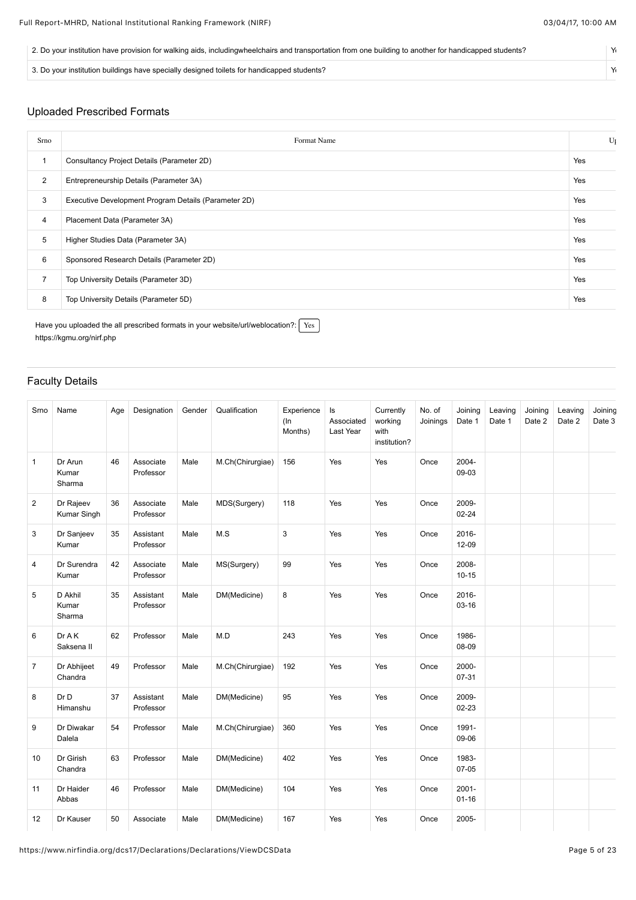| 2. Do your institution have provision for walking aids, includingwheelchairs and transportation from one building to another for handicapped students? | Y |
|---|---|
| 3. Do your institution buildings have specially designed toilets for handicapped students? | Y |

## Uploaded Prescribed Formats

| Srno | Format Name | U |
|---|---|---|
| 1 | Consultancy Project Details (Parameter 2D) | Yes |
| 2 | Entrepreneurship Details (Parameter 3A) | Yes |
| 3 | Executive Development Program Details (Parameter 2D) | Yes |
| 4 | Placement Data (Parameter 3A) | Yes |
| 5 | Higher Studies Data (Parameter 3A) | Yes |
| 6 | Sponsored Research Details (Parameter 2D) | Yes |
| 7 | Top University Details (Parameter 3D) | Yes |
| 8 | Top University Details (Parameter 5D) | Yes |

Have you uploaded the all prescribed formats in your website/url/weblocation?: Yes
https://kgmu.org/nirf.php

## Faculty Details

| Srno | Name | Age | Designation | Gender | Qualification | Experience (In Months) | Is Associated Last Year | Currently working with institution? | No. of Joinings | Joining Date 1 | Leaving Date 1 | Joining Date 2 | Leaving Date 2 | Joining Date 3 |
|---|---|---|---|---|---|---|---|---|---|---|---|---|---|---|
| 1 | Dr Arun Kumar Sharma | 46 | Associate Professor | Male | M.Ch(Chirurgiae) | 156 | Yes | Yes | Once | 2004-09-03 | | | | |
| 2 | Dr Rajeev Kumar Singh | 36 | Associate Professor | Male | MDS(Surgery) | 118 | Yes | Yes | Once | 2009-02-24 | | | | |
| 3 | Dr Sanjeev Kumar | 35 | Assistant Professor | Male | M.S | 3 | Yes | Yes | Once | 2016-12-09 | | | | |
| 4 | Dr Surendra Kumar | 42 | Associate Professor | Male | MS(Surgery) | 99 | Yes | Yes | Once | 2008-10-15 | | | | |
| 5 | D Akhil Kumar Sharma | 35 | Assistant Professor | Male | DM(Medicine) | 8 | Yes | Yes | Once | 2016-03-16 | | | | |
| 6 | Dr A K Saksena II | 62 | Professor | Male | M.D | 243 | Yes | Yes | Once | 1986-08-09 | | | | |
| 7 | Dr Abhijeet Chandra | 49 | Professor | Male | M.Ch(Chirurgiae) | 192 | Yes | Yes | Once | 2000-07-31 | | | | |
| 8 | Dr D Himanshu | 37 | Assistant Professor | Male | DM(Medicine) | 95 | Yes | Yes | Once | 2009-02-23 | | | | |
| 9 | Dr Diwakar Dalela | 54 | Professor | Male | M.Ch(Chirurgiae) | 360 | Yes | Yes | Once | 1991-09-06 | | | | |
| 10 | Dr Girish Chandra | 63 | Professor | Male | DM(Medicine) | 402 | Yes | Yes | Once | 1983-07-05 | | | | |
| 11 | Dr Haider Abbas | 46 | Professor | Male | DM(Medicine) | 104 | Yes | Yes | Once | 2001-01-16 | | | | |
| 12 | Dr Kauser | 50 | Associate | Male | DM(Medicine) | 167 | Yes | Yes | Once | 2005- | | | | |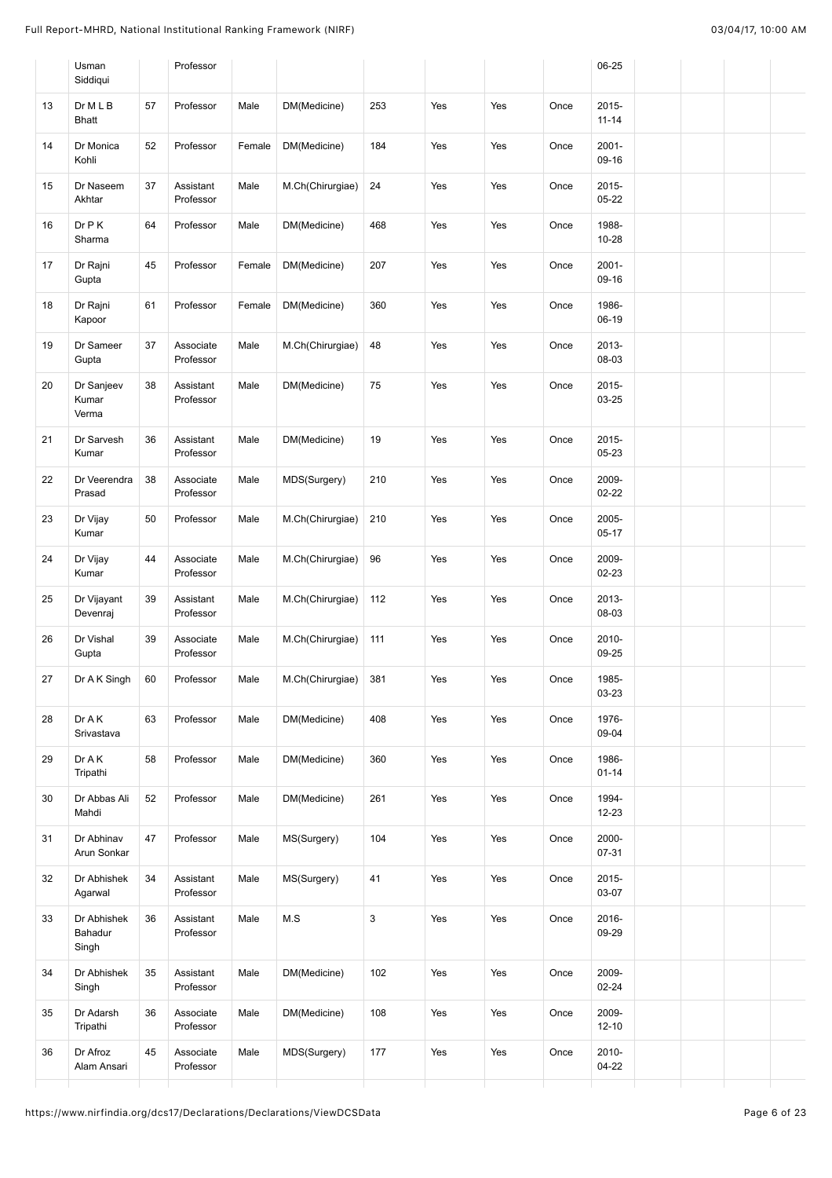|  | Usman Siddiqui |  | Professor |  |  |  |  |  |  | 06-25 |  |  |  |  |
|---|---|---|---|---|---|---|---|---|---|---|---|---|---|---|
| 13 | Dr M L B Bhatt | 57 | Professor | Male | DM(Medicine) | 253 | Yes | Yes | Once | 2015-11-14 |  |  |  |  |
| 14 | Dr Monica Kohli | 52 | Professor | Female | DM(Medicine) | 184 | Yes | Yes | Once | 2001-09-16 |  |  |  |  |
| 15 | Dr Naseem Akhtar | 37 | Assistant Professor | Male | M.Ch(Chirurgiae) | 24 | Yes | Yes | Once | 2015-05-22 |  |  |  |  |
| 16 | Dr P K Sharma | 64 | Professor | Male | DM(Medicine) | 468 | Yes | Yes | Once | 1988-10-28 |  |  |  |  |
| 17 | Dr Rajni Gupta | 45 | Professor | Female | DM(Medicine) | 207 | Yes | Yes | Once | 2001-09-16 |  |  |  |  |
| 18 | Dr Rajni Kapoor | 61 | Professor | Female | DM(Medicine) | 360 | Yes | Yes | Once | 1986-06-19 |  |  |  |  |
| 19 | Dr Sameer Gupta | 37 | Associate Professor | Male | M.Ch(Chirurgiae) | 48 | Yes | Yes | Once | 2013-08-03 |  |  |  |  |
| 20 | Dr Sanjeev Kumar Verma | 38 | Assistant Professor | Male | DM(Medicine) | 75 | Yes | Yes | Once | 2015-03-25 |  |  |  |  |
| 21 | Dr Sarvesh Kumar | 36 | Assistant Professor | Male | DM(Medicine) | 19 | Yes | Yes | Once | 2015-05-23 |  |  |  |  |
| 22 | Dr Veerendra Prasad | 38 | Associate Professor | Male | MDS(Surgery) | 210 | Yes | Yes | Once | 2009-02-22 |  |  |  |  |
| 23 | Dr Vijay Kumar | 50 | Professor | Male | M.Ch(Chirurgiae) | 210 | Yes | Yes | Once | 2005-05-17 |  |  |  |  |
| 24 | Dr Vijay Kumar | 44 | Associate Professor | Male | M.Ch(Chirurgiae) | 96 | Yes | Yes | Once | 2009-02-23 |  |  |  |  |
| 25 | Dr Vijayant Devenraj | 39 | Assistant Professor | Male | M.Ch(Chirurgiae) | 112 | Yes | Yes | Once | 2013-08-03 |  |  |  |  |
| 26 | Dr Vishal Gupta | 39 | Associate Professor | Male | M.Ch(Chirurgiae) | 111 | Yes | Yes | Once | 2010-09-25 |  |  |  |  |
| 27 | Dr A K Singh | 60 | Professor | Male | M.Ch(Chirurgiae) | 381 | Yes | Yes | Once | 1985-03-23 |  |  |  |  |
| 28 | Dr A K Srivastava | 63 | Professor | Male | DM(Medicine) | 408 | Yes | Yes | Once | 1976-09-04 |  |  |  |  |
| 29 | Dr A K Tripathi | 58 | Professor | Male | DM(Medicine) | 360 | Yes | Yes | Once | 1986-01-14 |  |  |  |  |
| 30 | Dr Abbas Ali Mahdi | 52 | Professor | Male | DM(Medicine) | 261 | Yes | Yes | Once | 1994-12-23 |  |  |  |  |
| 31 | Dr Abhinav Arun Sonkar | 47 | Professor | Male | MS(Surgery) | 104 | Yes | Yes | Once | 2000-07-31 |  |  |  |  |
| 32 | Dr Abhishek Agarwal | 34 | Assistant Professor | Male | MS(Surgery) | 41 | Yes | Yes | Once | 2015-03-07 |  |  |  |  |
| 33 | Dr Abhishek Bahadur Singh | 36 | Assistant Professor | Male | M.S | 3 | Yes | Yes | Once | 2016-09-29 |  |  |  |  |
| 34 | Dr Abhishek Singh | 35 | Assistant Professor | Male | DM(Medicine) | 102 | Yes | Yes | Once | 2009-02-24 |  |  |  |  |
| 35 | Dr Adarsh Tripathi | 36 | Associate Professor | Male | DM(Medicine) | 108 | Yes | Yes | Once | 2009-12-10 |  |  |  |  |
| 36 | Dr Afroz Alam Ansari | 45 | Associate Professor | Male | MDS(Surgery) | 177 | Yes | Yes | Once | 2010-04-22 |  |  |  |  |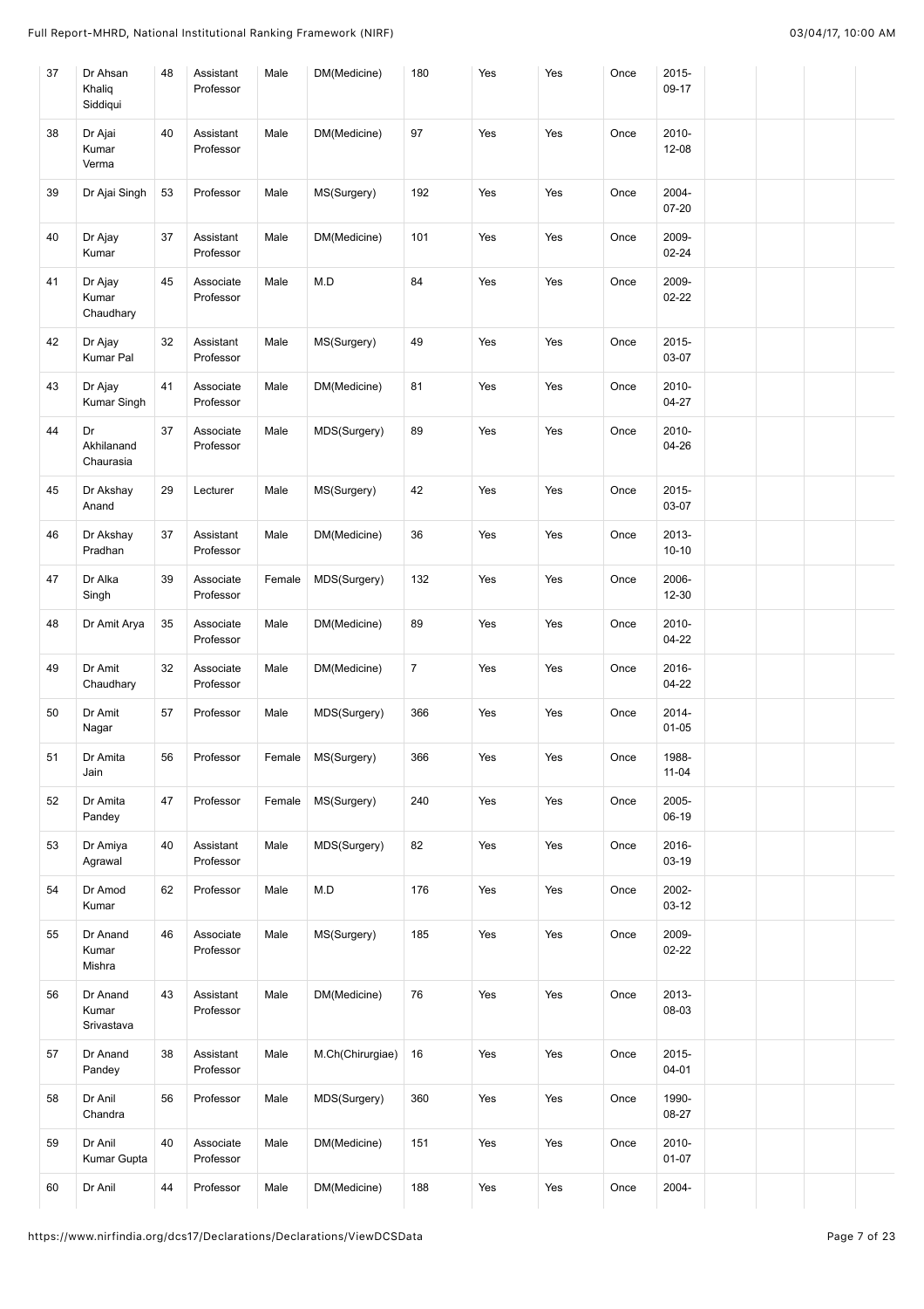| 37 | Dr Ahsan Khaliq Siddiqui | 48 | Assistant Professor | Male | DM(Medicine) | 180 | Yes | Yes | Once | 2015-09-17 | | | |
|---|---|---|---|---|---|---|---|---|---|---|---|---|---|
| 38 | Dr Ajai Kumar Verma | 40 | Assistant Professor | Male | DM(Medicine) | 97 | Yes | Yes | Once | 2010-12-08 | | | |
| 39 | Dr Ajai Singh | 53 | Professor | Male | MS(Surgery) | 192 | Yes | Yes | Once | 2004-07-20 | | | |
| 40 | Dr Ajay Kumar | 37 | Assistant Professor | Male | DM(Medicine) | 101 | Yes | Yes | Once | 2009-02-24 | | | |
| 41 | Dr Ajay Kumar Chaudhary | 45 | Associate Professor | Male | M.D | 84 | Yes | Yes | Once | 2009-02-22 | | | |
| 42 | Dr Ajay Kumar Pal | 32 | Assistant Professor | Male | MS(Surgery) | 49 | Yes | Yes | Once | 2015-03-07 | | | |
| 43 | Dr Ajay Kumar Singh | 41 | Associate Professor | Male | DM(Medicine) | 81 | Yes | Yes | Once | 2010-04-27 | | | |
| 44 | Dr Akhilanand Chaurasia | 37 | Associate Professor | Male | MDS(Surgery) | 89 | Yes | Yes | Once | 2010-04-26 | | | |
| 45 | Dr Akshay Anand | 29 | Lecturer | Male | MS(Surgery) | 42 | Yes | Yes | Once | 2015-03-07 | | | |
| 46 | Dr Akshay Pradhan | 37 | Assistant Professor | Male | DM(Medicine) | 36 | Yes | Yes | Once | 2013-10-10 | | | |
| 47 | Dr Alka Singh | 39 | Associate Professor | Female | MDS(Surgery) | 132 | Yes | Yes | Once | 2006-12-30 | | | |
| 48 | Dr Amit Arya | 35 | Associate Professor | Male | DM(Medicine) | 89 | Yes | Yes | Once | 2010-04-22 | | | |
| 49 | Dr Amit Chaudhary | 32 | Associate Professor | Male | DM(Medicine) | 7 | Yes | Yes | Once | 2016-04-22 | | | |
| 50 | Dr Amit Nagar | 57 | Professor | Male | MDS(Surgery) | 366 | Yes | Yes | Once | 2014-01-05 | | | |
| 51 | Dr Amita Jain | 56 | Professor | Female | MS(Surgery) | 366 | Yes | Yes | Once | 1988-11-04 | | | |
| 52 | Dr Amita Pandey | 47 | Professor | Female | MS(Surgery) | 240 | Yes | Yes | Once | 2005-06-19 | | | |
| 53 | Dr Amiya Agrawal | 40 | Assistant Professor | Male | MDS(Surgery) | 82 | Yes | Yes | Once | 2016-03-19 | | | |
| 54 | Dr Amod Kumar | 62 | Professor | Male | M.D | 176 | Yes | Yes | Once | 2002-03-12 | | | |
| 55 | Dr Anand Kumar Mishra | 46 | Associate Professor | Male | MS(Surgery) | 185 | Yes | Yes | Once | 2009-02-22 | | | |
| 56 | Dr Anand Kumar Srivastava | 43 | Assistant Professor | Male | DM(Medicine) | 76 | Yes | Yes | Once | 2013-08-03 | | | |
| 57 | Dr Anand Pandey | 38 | Assistant Professor | Male | M.Ch(Chirurgiae) | 16 | Yes | Yes | Once | 2015-04-01 | | | |
| 58 | Dr Anil Chandra | 56 | Professor | Male | MDS(Surgery) | 360 | Yes | Yes | Once | 1990-08-27 | | | |
| 59 | Dr Anil Kumar Gupta | 40 | Associate Professor | Male | DM(Medicine) | 151 | Yes | Yes | Once | 2010-01-07 | | | |
| 60 | Dr Anil | 44 | Professor | Male | DM(Medicine) | 188 | Yes | Yes | Once | 2004- | | | |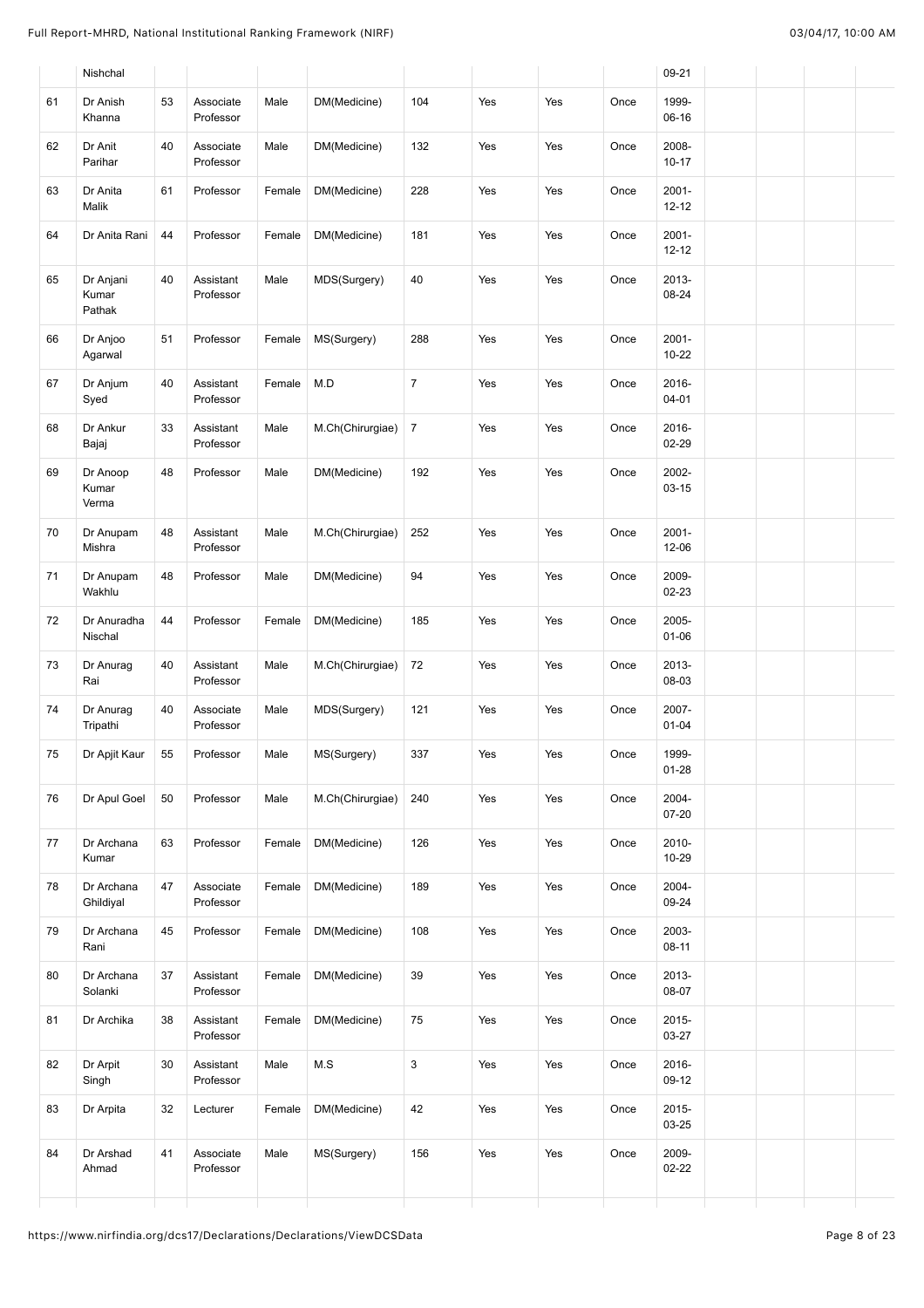|  | Nishchal |  |  |  |  |  |  |  |  | 09-21 |  |  |  |  |
|---|---|---|---|---|---|---|---|---|---|---|---|---|---|---|
| 61 | Dr Anish Khanna | 53 | Associate Professor | Male | DM(Medicine) | 104 | Yes | Yes | Once | 1999-06-16 |  |  |  |  |
| 62 | Dr Anit Parihar | 40 | Associate Professor | Male | DM(Medicine) | 132 | Yes | Yes | Once | 2008-10-17 |  |  |  |  |
| 63 | Dr Anita Malik | 61 | Professor | Female | DM(Medicine) | 228 | Yes | Yes | Once | 2001-12-12 |  |  |  |  |
| 64 | Dr Anita Rani | 44 | Professor | Female | DM(Medicine) | 181 | Yes | Yes | Once | 2001-12-12 |  |  |  |  |
| 65 | Dr Anjani Kumar Pathak | 40 | Assistant Professor | Male | MDS(Surgery) | 40 | Yes | Yes | Once | 2013-08-24 |  |  |  |  |
| 66 | Dr Anjoo Agarwal | 51 | Professor | Female | MS(Surgery) | 288 | Yes | Yes | Once | 2001-10-22 |  |  |  |  |
| 67 | Dr Anjum Syed | 40 | Assistant Professor | Female | M.D | 7 | Yes | Yes | Once | 2016-04-01 |  |  |  |  |
| 68 | Dr Ankur Bajaj | 33 | Assistant Professor | Male | M.Ch(Chirurgiae) | 7 | Yes | Yes | Once | 2016-02-29 |  |  |  |  |
| 69 | Dr Anoop Kumar Verma | 48 | Professor | Male | DM(Medicine) | 192 | Yes | Yes | Once | 2002-03-15 |  |  |  |  |
| 70 | Dr Anupam Mishra | 48 | Assistant Professor | Male | M.Ch(Chirurgiae) | 252 | Yes | Yes | Once | 2001-12-06 |  |  |  |  |
| 71 | Dr Anupam Wakhlu | 48 | Professor | Male | DM(Medicine) | 94 | Yes | Yes | Once | 2009-02-23 |  |  |  |  |
| 72 | Dr Anuradha Nischal | 44 | Professor | Female | DM(Medicine) | 185 | Yes | Yes | Once | 2005-01-06 |  |  |  |  |
| 73 | Dr Anurag Rai | 40 | Assistant Professor | Male | M.Ch(Chirurgiae) | 72 | Yes | Yes | Once | 2013-08-03 |  |  |  |  |
| 74 | Dr Anurag Tripathi | 40 | Associate Professor | Male | MDS(Surgery) | 121 | Yes | Yes | Once | 2007-01-04 |  |  |  |  |
| 75 | Dr Apjit Kaur | 55 | Professor | Male | MS(Surgery) | 337 | Yes | Yes | Once | 1999-01-28 |  |  |  |  |
| 76 | Dr Apul Goel | 50 | Professor | Male | M.Ch(Chirurgiae) | 240 | Yes | Yes | Once | 2004-07-20 |  |  |  |  |
| 77 | Dr Archana Kumar | 63 | Professor | Female | DM(Medicine) | 126 | Yes | Yes | Once | 2010-10-29 |  |  |  |  |
| 78 | Dr Archana Ghildiyal | 47 | Associate Professor | Female | DM(Medicine) | 189 | Yes | Yes | Once | 2004-09-24 |  |  |  |  |
| 79 | Dr Archana Rani | 45 | Professor | Female | DM(Medicine) | 108 | Yes | Yes | Once | 2003-08-11 |  |  |  |  |
| 80 | Dr Archana Solanki | 37 | Assistant Professor | Female | DM(Medicine) | 39 | Yes | Yes | Once | 2013-08-07 |  |  |  |  |
| 81 | Dr Archika | 38 | Assistant Professor | Female | DM(Medicine) | 75 | Yes | Yes | Once | 2015-03-27 |  |  |  |  |
| 82 | Dr Arpit Singh | 30 | Assistant Professor | Male | M.S | 3 | Yes | Yes | Once | 2016-09-12 |  |  |  |  |
| 83 | Dr Arpita | 32 | Lecturer | Female | DM(Medicine) | 42 | Yes | Yes | Once | 2015-03-25 |  |  |  |  |
| 84 | Dr Arshad Ahmad | 41 | Associate Professor | Male | MS(Surgery) | 156 | Yes | Yes | Once | 2009-02-22 |  |  |  |  |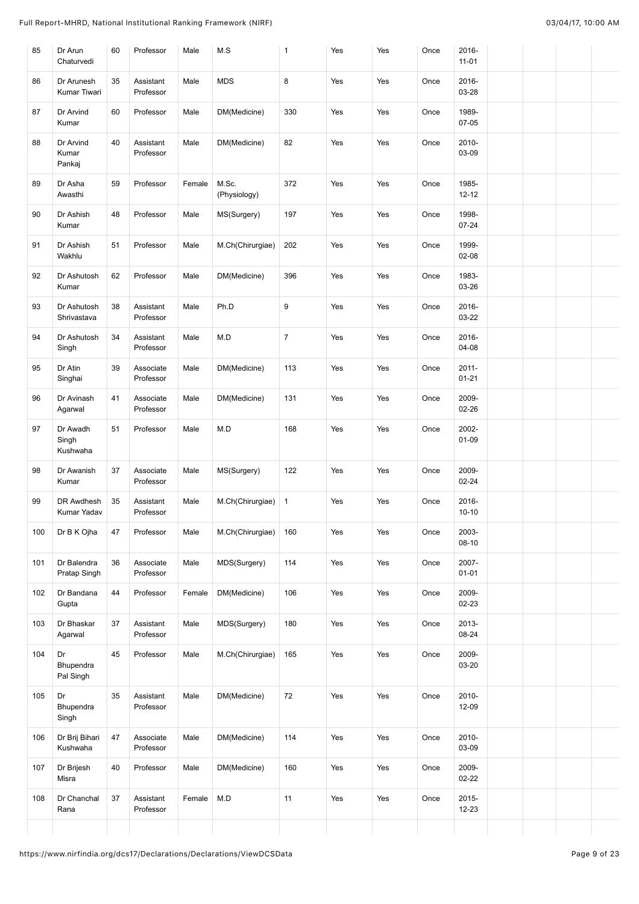| | | | | | | | | | | | | | |
|---|---|---|---|---|---|---|---|---|---|---|---|---|---|
| 85 | Dr Arun Chaturvedi | 60 | Professor | Male | M.S | 1 | Yes | Yes | Once | 2016-11-01 | | | |
| 86 | Dr Arunesh Kumar Tiwari | 35 | Assistant Professor | Male | MDS | 8 | Yes | Yes | Once | 2016-03-28 | | | |
| 87 | Dr Arvind Kumar | 60 | Professor | Male | DM(Medicine) | 330 | Yes | Yes | Once | 1989-07-05 | | | |
| 88 | Dr Arvind Kumar Pankaj | 40 | Assistant Professor | Male | DM(Medicine) | 82 | Yes | Yes | Once | 2010-03-09 | | | |
| 89 | Dr Asha Awasthi | 59 | Professor | Female | M.Sc. (Physiology) | 372 | Yes | Yes | Once | 1985-12-12 | | | |
| 90 | Dr Ashish Kumar | 48 | Professor | Male | MS(Surgery) | 197 | Yes | Yes | Once | 1998-07-24 | | | |
| 91 | Dr Ashish Wakhlu | 51 | Professor | Male | M.Ch(Chirurgiae) | 202 | Yes | Yes | Once | 1999-02-08 | | | |
| 92 | Dr Ashutosh Kumar | 62 | Professor | Male | DM(Medicine) | 396 | Yes | Yes | Once | 1983-03-26 | | | |
| 93 | Dr Ashutosh Shrivastava | 38 | Assistant Professor | Male | Ph.D | 9 | Yes | Yes | Once | 2016-03-22 | | | |
| 94 | Dr Ashutosh Singh | 34 | Assistant Professor | Male | M.D | 7 | Yes | Yes | Once | 2016-04-08 | | | |
| 95 | Dr Atin Singhai | 39 | Associate Professor | Male | DM(Medicine) | 113 | Yes | Yes | Once | 2011-01-21 | | | |
| 96 | Dr Avinash Agarwal | 41 | Associate Professor | Male | DM(Medicine) | 131 | Yes | Yes | Once | 2009-02-26 | | | |
| 97 | Dr Awadh Singh Kushwaha | 51 | Professor | Male | M.D | 168 | Yes | Yes | Once | 2002-01-09 | | | |
| 98 | Dr Awanish Kumar | 37 | Associate Professor | Male | MS(Surgery) | 122 | Yes | Yes | Once | 2009-02-24 | | | |
| 99 | DR Awdhesh Kumar Yadav | 35 | Assistant Professor | Male | M.Ch(Chirurgiae) | 1 | Yes | Yes | Once | 2016-10-10 | | | |
| 100 | Dr B K Ojha | 47 | Professor | Male | M.Ch(Chirurgiae) | 160 | Yes | Yes | Once | 2003-08-10 | | | |
| 101 | Dr Balendra Pratap Singh | 36 | Associate Professor | Male | MDS(Surgery) | 114 | Yes | Yes | Once | 2007-01-01 | | | |
| 102 | Dr Bandana Gupta | 44 | Professor | Female | DM(Medicine) | 106 | Yes | Yes | Once | 2009-02-23 | | | |
| 103 | Dr Bhaskar Agarwal | 37 | Assistant Professor | Male | MDS(Surgery) | 180 | Yes | Yes | Once | 2013-08-24 | | | |
| 104 | Dr Bhupendra Pal Singh | 45 | Professor | Male | M.Ch(Chirurgiae) | 165 | Yes | Yes | Once | 2009-03-20 | | | |
| 105 | Dr Bhupendra Singh | 35 | Assistant Professor | Male | DM(Medicine) | 72 | Yes | Yes | Once | 2010-12-09 | | | |
| 106 | Dr Brij Bihari Kushwaha | 47 | Associate Professor | Male | DM(Medicine) | 114 | Yes | Yes | Once | 2010-03-09 | | | |
| 107 | Dr Brijesh Misra | 40 | Professor | Male | DM(Medicine) | 160 | Yes | Yes | Once | 2009-02-22 | | | |
| 108 | Dr Chanchal Rana | 37 | Assistant Professor | Female | M.D | 11 | Yes | Yes | Once | 2015-12-23 | | | |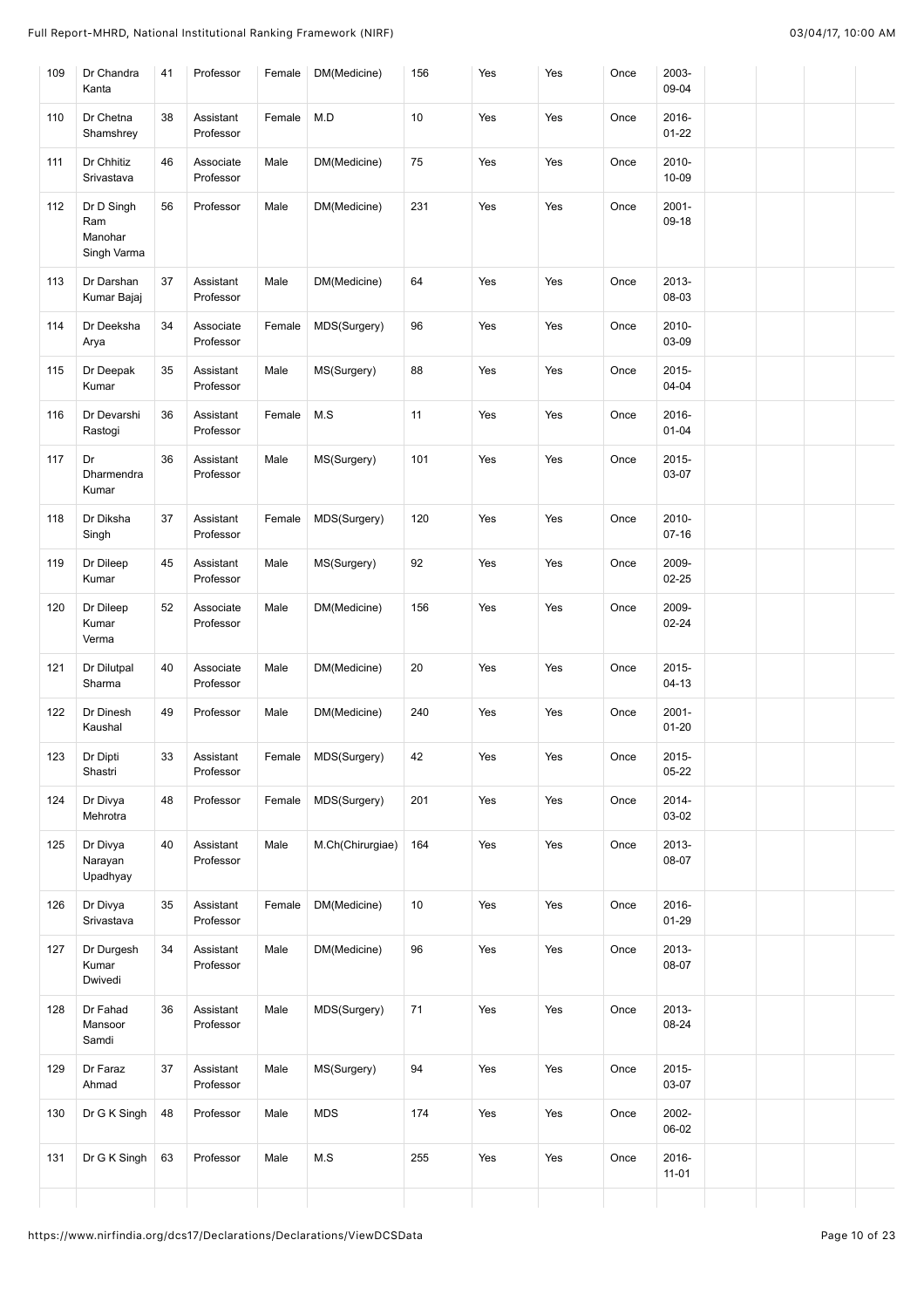| 109 | Dr Chandra Kanta | 41 | Professor | Female | DM(Medicine) | 156 | Yes | Yes | Once | 2003-09-04 | | | | |
|---|---|---|---|---|---|---|---|---|---|---|---|---|---|---|
| 110 | Dr Chetna Shamshrey | 38 | Assistant Professor | Female | M.D | 10 | Yes | Yes | Once | 2016-01-22 | | | | |
| 111 | Dr Chhitiz Srivastava | 46 | Associate Professor | Male | DM(Medicine) | 75 | Yes | Yes | Once | 2010-10-09 | | | | |
| 112 | Dr D Singh Ram Manohar Singh Varma | 56 | Professor | Male | DM(Medicine) | 231 | Yes | Yes | Once | 2001-09-18 | | | | |
| 113 | Dr Darshan Kumar Bajaj | 37 | Assistant Professor | Male | DM(Medicine) | 64 | Yes | Yes | Once | 2013-08-03 | | | | |
| 114 | Dr Deeksha Arya | 34 | Associate Professor | Female | MDS(Surgery) | 96 | Yes | Yes | Once | 2010-03-09 | | | | |
| 115 | Dr Deepak Kumar | 35 | Assistant Professor | Male | MS(Surgery) | 88 | Yes | Yes | Once | 2015-04-04 | | | | |
| 116 | Dr Devarshi Rastogi | 36 | Assistant Professor | Female | M.S | 11 | Yes | Yes | Once | 2016-01-04 | | | | |
| 117 | Dr Dharmendra Kumar | 36 | Assistant Professor | Male | MS(Surgery) | 101 | Yes | Yes | Once | 2015-03-07 | | | | |
| 118 | Dr Diksha Singh | 37 | Assistant Professor | Female | MDS(Surgery) | 120 | Yes | Yes | Once | 2010-07-16 | | | | |
| 119 | Dr Dileep Kumar | 45 | Assistant Professor | Male | MS(Surgery) | 92 | Yes | Yes | Once | 2009-02-25 | | | | |
| 120 | Dr Dileep Kumar Verma | 52 | Associate Professor | Male | DM(Medicine) | 156 | Yes | Yes | Once | 2009-02-24 | | | | |
| 121 | Dr Dilutpal Sharma | 40 | Associate Professor | Male | DM(Medicine) | 20 | Yes | Yes | Once | 2015-04-13 | | | | |
| 122 | Dr Dinesh Kaushal | 49 | Professor | Male | DM(Medicine) | 240 | Yes | Yes | Once | 2001-01-20 | | | | |
| 123 | Dr Dipti Shastri | 33 | Assistant Professor | Female | MDS(Surgery) | 42 | Yes | Yes | Once | 2015-05-22 | | | | |
| 124 | Dr Divya Mehrotra | 48 | Professor | Female | MDS(Surgery) | 201 | Yes | Yes | Once | 2014-03-02 | | | | |
| 125 | Dr Divya Narayan Upadhyay | 40 | Assistant Professor | Male | M.Ch(Chirurgiae) | 164 | Yes | Yes | Once | 2013-08-07 | | | | |
| 126 | Dr Divya Srivastava | 35 | Assistant Professor | Female | DM(Medicine) | 10 | Yes | Yes | Once | 2016-01-29 | | | | |
| 127 | Dr Durgesh Kumar Dwivedi | 34 | Assistant Professor | Male | DM(Medicine) | 96 | Yes | Yes | Once | 2013-08-07 | | | | |
| 128 | Dr Fahad Mansoor Samdi | 36 | Assistant Professor | Male | MDS(Surgery) | 71 | Yes | Yes | Once | 2013-08-24 | | | | |
| 129 | Dr Faraz Ahmad | 37 | Assistant Professor | Male | MS(Surgery) | 94 | Yes | Yes | Once | 2015-03-07 | | | | |
| 130 | Dr G K Singh | 48 | Professor | Male | MDS | 174 | Yes | Yes | Once | 2002-06-02 | | | | |
| 131 | Dr G K Singh | 63 | Professor | Male | M.S | 255 | Yes | Yes | Once | 2016-11-01 | | | | |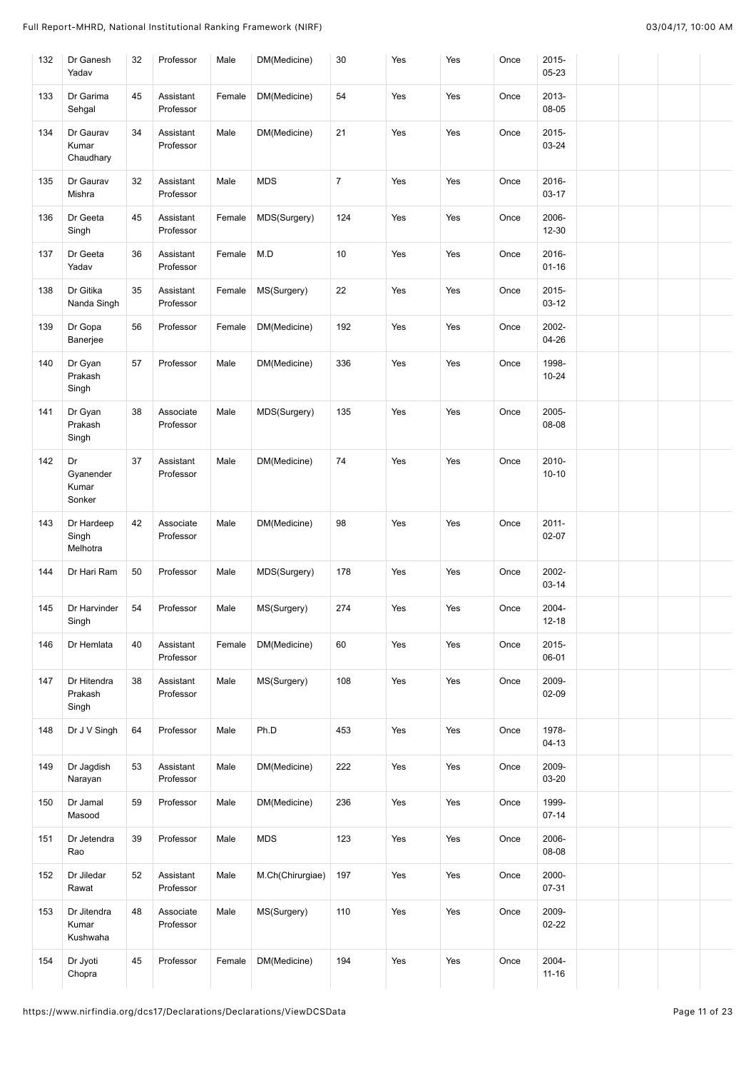| 132 | Dr Ganesh Yadav | 32 | Professor | Male | DM(Medicine) | 30 | Yes | Yes | Once | 2015-05-23 | | | |
|---|---|---|---|---|---|---|---|---|---|---|---|---|---|
| 133 | Dr Garima Sehgal | 45 | Assistant Professor | Female | DM(Medicine) | 54 | Yes | Yes | Once | 2013-08-05 | | | |
| 134 | Dr Gaurav Kumar Chaudhary | 34 | Assistant Professor | Male | DM(Medicine) | 21 | Yes | Yes | Once | 2015-03-24 | | | |
| 135 | Dr Gaurav Mishra | 32 | Assistant Professor | Male | MDS | 7 | Yes | Yes | Once | 2016-03-17 | | | |
| 136 | Dr Geeta Singh | 45 | Assistant Professor | Female | MDS(Surgery) | 124 | Yes | Yes | Once | 2006-12-30 | | | |
| 137 | Dr Geeta Yadav | 36 | Assistant Professor | Female | M.D | 10 | Yes | Yes | Once | 2016-01-16 | | | |
| 138 | Dr Gitika Nanda Singh | 35 | Assistant Professor | Female | MS(Surgery) | 22 | Yes | Yes | Once | 2015-03-12 | | | |
| 139 | Dr Gopa Banerjee | 56 | Professor | Female | DM(Medicine) | 192 | Yes | Yes | Once | 2002-04-26 | | | |
| 140 | Dr Gyan Prakash Singh | 57 | Professor | Male | DM(Medicine) | 336 | Yes | Yes | Once | 1998-10-24 | | | |
| 141 | Dr Gyan Prakash Singh | 38 | Associate Professor | Male | MDS(Surgery) | 135 | Yes | Yes | Once | 2005-08-08 | | | |
| 142 | Dr Gyanender Kumar Sonker | 37 | Assistant Professor | Male | DM(Medicine) | 74 | Yes | Yes | Once | 2010-10-10 | | | |
| 143 | Dr Hardeep Singh Melhotra | 42 | Associate Professor | Male | DM(Medicine) | 98 | Yes | Yes | Once | 2011-02-07 | | | |
| 144 | Dr Hari Ram | 50 | Professor | Male | MDS(Surgery) | 178 | Yes | Yes | Once | 2002-03-14 | | | |
| 145 | Dr Harvinder Singh | 54 | Professor | Male | MS(Surgery) | 274 | Yes | Yes | Once | 2004-12-18 | | | |
| 146 | Dr Hemlata | 40 | Assistant Professor | Female | DM(Medicine) | 60 | Yes | Yes | Once | 2015-06-01 | | | |
| 147 | Dr Hitendra Prakash Singh | 38 | Assistant Professor | Male | MS(Surgery) | 108 | Yes | Yes | Once | 2009-02-09 | | | |
| 148 | Dr J V Singh | 64 | Professor | Male | Ph.D | 453 | Yes | Yes | Once | 1978-04-13 | | | |
| 149 | Dr Jagdish Narayan | 53 | Assistant Professor | Male | DM(Medicine) | 222 | Yes | Yes | Once | 2009-03-20 | | | |
| 150 | Dr Jamal Masood | 59 | Professor | Male | DM(Medicine) | 236 | Yes | Yes | Once | 1999-07-14 | | | |
| 151 | Dr Jetendra Rao | 39 | Professor | Male | MDS | 123 | Yes | Yes | Once | 2006-08-08 | | | |
| 152 | Dr Jiledar Rawat | 52 | Assistant Professor | Male | M.Ch(Chirurgiae) | 197 | Yes | Yes | Once | 2000-07-31 | | | |
| 153 | Dr Jitendra Kumar Kushwaha | 48 | Associate Professor | Male | MS(Surgery) | 110 | Yes | Yes | Once | 2009-02-22 | | | |
| 154 | Dr Jyoti Chopra | 45 | Professor | Female | DM(Medicine) | 194 | Yes | Yes | Once | 2004-11-16 | | | |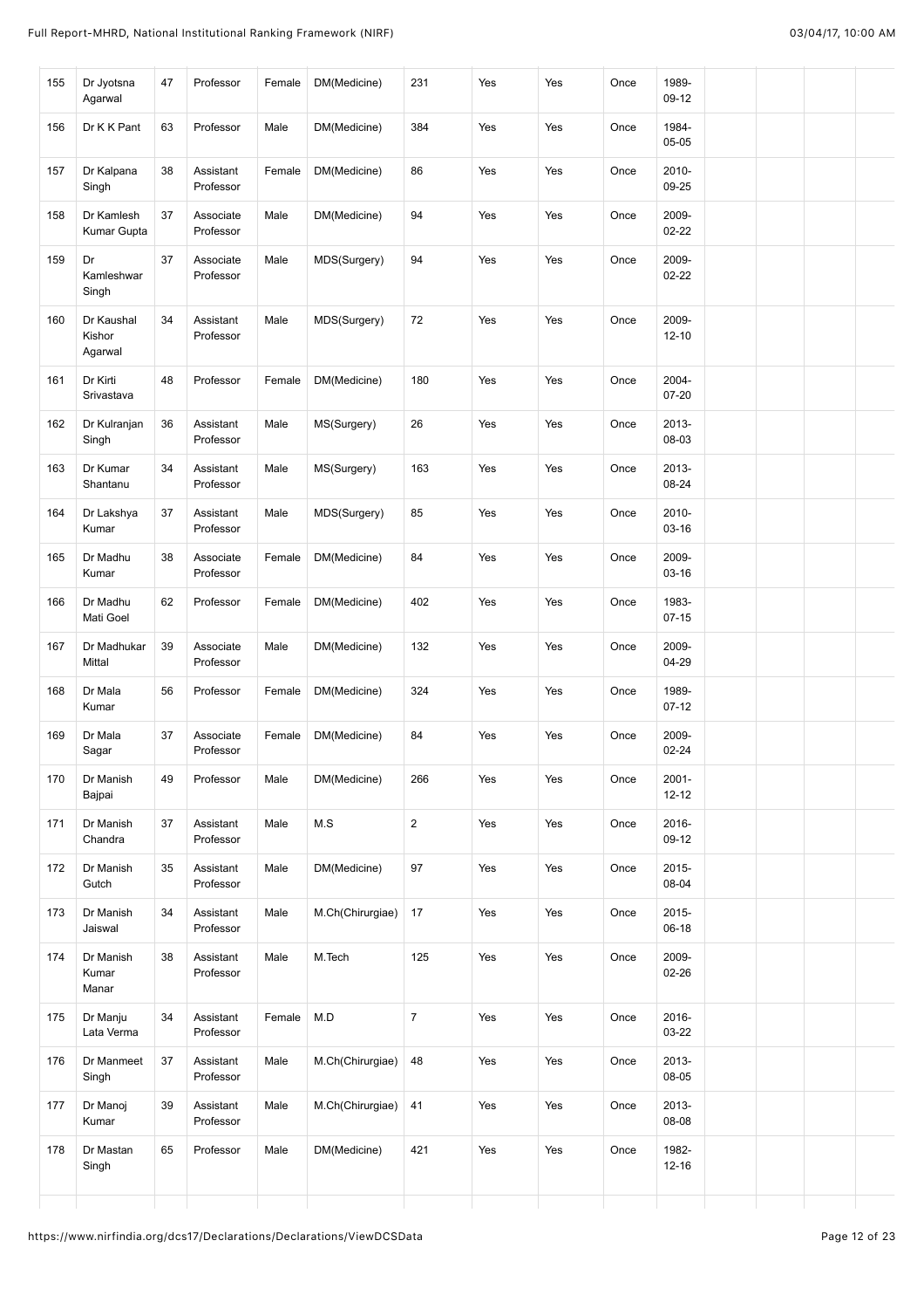| | | | | | | | | | | | | | | |
|---|---|---|---|---|---|---|---|---|---|---|---|---|---|---|
| 155 | Dr Jyotsna Agarwal | 47 | Professor | Female | DM(Medicine) | 231 | Yes | Yes | Once | 1989-09-12 | | | | |
| 156 | Dr K K Pant | 63 | Professor | Male | DM(Medicine) | 384 | Yes | Yes | Once | 1984-05-05 | | | | |
| 157 | Dr Kalpana Singh | 38 | Assistant Professor | Female | DM(Medicine) | 86 | Yes | Yes | Once | 2010-09-25 | | | | |
| 158 | Dr Kamlesh Kumar Gupta | 37 | Associate Professor | Male | DM(Medicine) | 94 | Yes | Yes | Once | 2009-02-22 | | | | |
| 159 | Dr Kamleshwar Singh | 37 | Associate Professor | Male | MDS(Surgery) | 94 | Yes | Yes | Once | 2009-02-22 | | | | |
| 160 | Dr Kaushal Kishor Agarwal | 34 | Assistant Professor | Male | MDS(Surgery) | 72 | Yes | Yes | Once | 2009-12-10 | | | | |
| 161 | Dr Kirti Srivastava | 48 | Professor | Female | DM(Medicine) | 180 | Yes | Yes | Once | 2004-07-20 | | | | |
| 162 | Dr Kulranjan Singh | 36 | Assistant Professor | Male | MS(Surgery) | 26 | Yes | Yes | Once | 2013-08-03 | | | | |
| 163 | Dr Kumar Shantanu | 34 | Assistant Professor | Male | MS(Surgery) | 163 | Yes | Yes | Once | 2013-08-24 | | | | |
| 164 | Dr Lakshya Kumar | 37 | Assistant Professor | Male | MDS(Surgery) | 85 | Yes | Yes | Once | 2010-03-16 | | | | |
| 165 | Dr Madhu Kumar | 38 | Associate Professor | Female | DM(Medicine) | 84 | Yes | Yes | Once | 2009-03-16 | | | | |
| 166 | Dr Madhu Mati Goel | 62 | Professor | Female | DM(Medicine) | 402 | Yes | Yes | Once | 1983-07-15 | | | | |
| 167 | Dr Madhukar Mittal | 39 | Associate Professor | Male | DM(Medicine) | 132 | Yes | Yes | Once | 2009-04-29 | | | | |
| 168 | Dr Mala Kumar | 56 | Professor | Female | DM(Medicine) | 324 | Yes | Yes | Once | 1989-07-12 | | | | |
| 169 | Dr Mala Sagar | 37 | Associate Professor | Female | DM(Medicine) | 84 | Yes | Yes | Once | 2009-02-24 | | | | |
| 170 | Dr Manish Bajpai | 49 | Professor | Male | DM(Medicine) | 266 | Yes | Yes | Once | 2001-12-12 | | | | |
| 171 | Dr Manish Chandra | 37 | Assistant Professor | Male | M.S | 2 | Yes | Yes | Once | 2016-09-12 | | | | |
| 172 | Dr Manish Gutch | 35 | Assistant Professor | Male | DM(Medicine) | 97 | Yes | Yes | Once | 2015-08-04 | | | | |
| 173 | Dr Manish Jaiswal | 34 | Assistant Professor | Male | M.Ch(Chirurgiae) | 17 | Yes | Yes | Once | 2015-06-18 | | | | |
| 174 | Dr Manish Kumar Manar | 38 | Assistant Professor | Male | M.Tech | 125 | Yes | Yes | Once | 2009-02-26 | | | | |
| 175 | Dr Manju Lata Verma | 34 | Assistant Professor | Female | M.D | 7 | Yes | Yes | Once | 2016-03-22 | | | | |
| 176 | Dr Manmeet Singh | 37 | Assistant Professor | Male | M.Ch(Chirurgiae) | 48 | Yes | Yes | Once | 2013-08-05 | | | | |
| 177 | Dr Manoj Kumar | 39 | Assistant Professor | Male | M.Ch(Chirurgiae) | 41 | Yes | Yes | Once | 2013-08-08 | | | | |
| 178 | Dr Mastan Singh | 65 | Professor | Male | DM(Medicine) | 421 | Yes | Yes | Once | 1982-12-16 | | | | |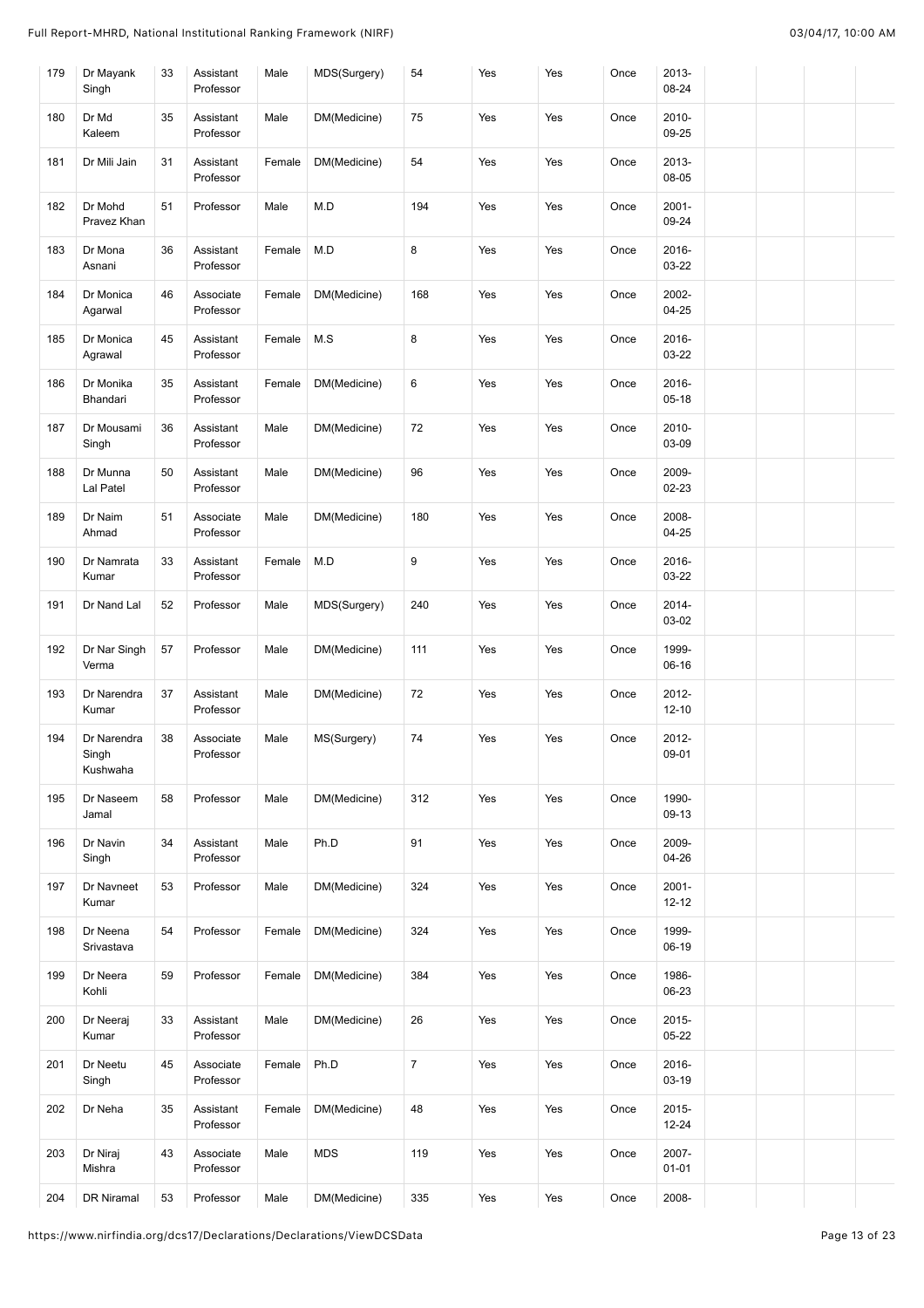| 179 | Dr Mayank Singh | 33 | Assistant Professor | Male | MDS(Surgery) | 54 | Yes | Yes | Once | 2013-08-24 | | | |
|---|---|---|---|---|---|---|---|---|---|---|---|---|---|
| 180 | Dr Md Kaleem | 35 | Assistant Professor | Male | DM(Medicine) | 75 | Yes | Yes | Once | 2010-09-25 | | | |
| 181 | Dr Mili Jain | 31 | Assistant Professor | Female | DM(Medicine) | 54 | Yes | Yes | Once | 2013-08-05 | | | |
| 182 | Dr Mohd Pravez Khan | 51 | Professor | Male | M.D | 194 | Yes | Yes | Once | 2001-09-24 | | | |
| 183 | Dr Mona Asnani | 36 | Assistant Professor | Female | M.D | 8 | Yes | Yes | Once | 2016-03-22 | | | |
| 184 | Dr Monica Agarwal | 46 | Associate Professor | Female | DM(Medicine) | 168 | Yes | Yes | Once | 2002-04-25 | | | |
| 185 | Dr Monica Agrawal | 45 | Assistant Professor | Female | M.S | 8 | Yes | Yes | Once | 2016-03-22 | | | |
| 186 | Dr Monika Bhandari | 35 | Assistant Professor | Female | DM(Medicine) | 6 | Yes | Yes | Once | 2016-05-18 | | | |
| 187 | Dr Mousami Singh | 36 | Assistant Professor | Male | DM(Medicine) | 72 | Yes | Yes | Once | 2010-03-09 | | | |
| 188 | Dr Munna Lal Patel | 50 | Assistant Professor | Male | DM(Medicine) | 96 | Yes | Yes | Once | 2009-02-23 | | | |
| 189 | Dr Naim Ahmad | 51 | Associate Professor | Male | DM(Medicine) | 180 | Yes | Yes | Once | 2008-04-25 | | | |
| 190 | Dr Namrata Kumar | 33 | Assistant Professor | Female | M.D | 9 | Yes | Yes | Once | 2016-03-22 | | | |
| 191 | Dr Nand Lal | 52 | Professor | Male | MDS(Surgery) | 240 | Yes | Yes | Once | 2014-03-02 | | | |
| 192 | Dr Nar Singh Verma | 57 | Professor | Male | DM(Medicine) | 111 | Yes | Yes | Once | 1999-06-16 | | | |
| 193 | Dr Narendra Kumar | 37 | Assistant Professor | Male | DM(Medicine) | 72 | Yes | Yes | Once | 2012-12-10 | | | |
| 194 | Dr Narendra Singh Kushwaha | 38 | Associate Professor | Male | MS(Surgery) | 74 | Yes | Yes | Once | 2012-09-01 | | | |
| 195 | Dr Naseem Jamal | 58 | Professor | Male | DM(Medicine) | 312 | Yes | Yes | Once | 1990-09-13 | | | |
| 196 | Dr Navin Singh | 34 | Assistant Professor | Male | Ph.D | 91 | Yes | Yes | Once | 2009-04-26 | | | |
| 197 | Dr Navneet Kumar | 53 | Professor | Male | DM(Medicine) | 324 | Yes | Yes | Once | 2001-12-12 | | | |
| 198 | Dr Neena Srivastava | 54 | Professor | Female | DM(Medicine) | 324 | Yes | Yes | Once | 1999-06-19 | | | |
| 199 | Dr Neera Kohli | 59 | Professor | Female | DM(Medicine) | 384 | Yes | Yes | Once | 1986-06-23 | | | |
| 200 | Dr Neeraj Kumar | 33 | Assistant Professor | Male | DM(Medicine) | 26 | Yes | Yes | Once | 2015-05-22 | | | |
| 201 | Dr Neetu Singh | 45 | Associate Professor | Female | Ph.D | 7 | Yes | Yes | Once | 2016-03-19 | | | |
| 202 | Dr Neha | 35 | Assistant Professor | Female | DM(Medicine) | 48 | Yes | Yes | Once | 2015-12-24 | | | |
| 203 | Dr Niraj Mishra | 43 | Associate Professor | Male | MDS | 119 | Yes | Yes | Once | 2007-01-01 | | | |
| 204 | DR Niramal | 53 | Professor | Male | DM(Medicine) | 335 | Yes | Yes | Once | 2008- | | | |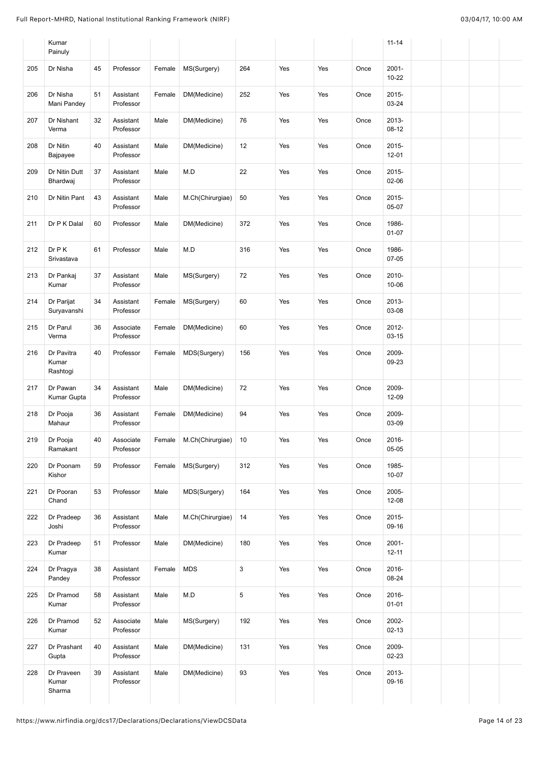| | | | | | | | | | | | | | |
|---|---|---|---|---|---|---|---|---|---|---|---|---|---|
| | Kumar Painuly | | | | | | | | | 11-14 | | | |
| 205 | Dr Nisha | 45 | Professor | Female | MS(Surgery) | 264 | Yes | Yes | Once | 2001-10-22 | | | |
| 206 | Dr Nisha Mani Pandey | 51 | Assistant Professor | Female | DM(Medicine) | 252 | Yes | Yes | Once | 2015-03-24 | | | |
| 207 | Dr Nishant Verma | 32 | Assistant Professor | Male | DM(Medicine) | 76 | Yes | Yes | Once | 2013-08-12 | | | |
| 208 | Dr Nitin Bajpayee | 40 | Assistant Professor | Male | DM(Medicine) | 12 | Yes | Yes | Once | 2015-12-01 | | | |
| 209 | Dr Nitin Dutt Bhardwaj | 37 | Assistant Professor | Male | M.D | 22 | Yes | Yes | Once | 2015-02-06 | | | |
| 210 | Dr Nitin Pant | 43 | Assistant Professor | Male | M.Ch(Chirurgiae) | 50 | Yes | Yes | Once | 2015-05-07 | | | |
| 211 | Dr P K Dalal | 60 | Professor | Male | DM(Medicine) | 372 | Yes | Yes | Once | 1986-01-07 | | | |
| 212 | Dr P K Srivastava | 61 | Professor | Male | M.D | 316 | Yes | Yes | Once | 1986-07-05 | | | |
| 213 | Dr Pankaj Kumar | 37 | Assistant Professor | Male | MS(Surgery) | 72 | Yes | Yes | Once | 2010-10-06 | | | |
| 214 | Dr Parijat Suryavanshi | 34 | Assistant Professor | Female | MS(Surgery) | 60 | Yes | Yes | Once | 2013-03-08 | | | |
| 215 | Dr Parul Verma | 36 | Associate Professor | Female | DM(Medicine) | 60 | Yes | Yes | Once | 2012-03-15 | | | |
| 216 | Dr Pavitra Kumar Rashtogi | 40 | Professor | Female | MDS(Surgery) | 156 | Yes | Yes | Once | 2009-09-23 | | | |
| 217 | Dr Pawan Kumar Gupta | 34 | Assistant Professor | Male | DM(Medicine) | 72 | Yes | Yes | Once | 2009-12-09 | | | |
| 218 | Dr Pooja Mahaur | 36 | Assistant Professor | Female | DM(Medicine) | 94 | Yes | Yes | Once | 2009-03-09 | | | |
| 219 | Dr Pooja Ramakant | 40 | Associate Professor | Female | M.Ch(Chirurgiae) | 10 | Yes | Yes | Once | 2016-05-05 | | | |
| 220 | Dr Poonam Kishor | 59 | Professor | Female | MS(Surgery) | 312 | Yes | Yes | Once | 1985-10-07 | | | |
| 221 | Dr Pooran Chand | 53 | Professor | Male | MDS(Surgery) | 164 | Yes | Yes | Once | 2005-12-08 | | | |
| 222 | Dr Pradeep Joshi | 36 | Assistant Professor | Male | M.Ch(Chirurgiae) | 14 | Yes | Yes | Once | 2015-09-16 | | | |
| 223 | Dr Pradeep Kumar | 51 | Professor | Male | DM(Medicine) | 180 | Yes | Yes | Once | 2001-12-11 | | | |
| 224 | Dr Pragya Pandey | 38 | Assistant Professor | Female | MDS | 3 | Yes | Yes | Once | 2016-08-24 | | | |
| 225 | Dr Pramod Kumar | 58 | Assistant Professor | Male | M.D | 5 | Yes | Yes | Once | 2016-01-01 | | | |
| 226 | Dr Pramod Kumar | 52 | Associate Professor | Male | MS(Surgery) | 192 | Yes | Yes | Once | 2002-02-13 | | | |
| 227 | Dr Prashant Gupta | 40 | Assistant Professor | Male | DM(Medicine) | 131 | Yes | Yes | Once | 2009-02-23 | | | |
| 228 | Dr Praveen Kumar Sharma | 39 | Assistant Professor | Male | DM(Medicine) | 93 | Yes | Yes | Once | 2013-09-16 | | | |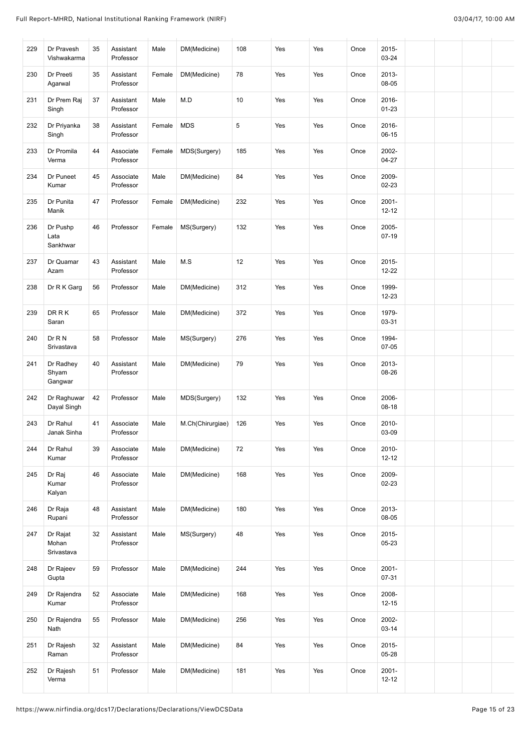| 229 | Dr Pravesh Vishwakarma | 35 | Assistant Professor | Male | DM(Medicine) | 108 | Yes | Yes | Once | 2015-03-24 | | | | |
|---|---|---|---|---|---|---|---|---|---|---|---|---|---|---|
| 230 | Dr Preeti Agarwal | 35 | Assistant Professor | Female | DM(Medicine) | 78 | Yes | Yes | Once | 2013-08-05 | | | | |
| 231 | Dr Prem Raj Singh | 37 | Assistant Professor | Male | M.D | 10 | Yes | Yes | Once | 2016-01-23 | | | | |
| 232 | Dr Priyanka Singh | 38 | Assistant Professor | Female | MDS | 5 | Yes | Yes | Once | 2016-06-15 | | | | |
| 233 | Dr Promila Verma | 44 | Associate Professor | Female | MDS(Surgery) | 185 | Yes | Yes | Once | 2002-04-27 | | | | |
| 234 | Dr Puneet Kumar | 45 | Associate Professor | Male | DM(Medicine) | 84 | Yes | Yes | Once | 2009-02-23 | | | | |
| 235 | Dr Punita Manik | 47 | Professor | Female | DM(Medicine) | 232 | Yes | Yes | Once | 2001-12-12 | | | | |
| 236 | Dr Pushp Lata Sankhwar | 46 | Professor | Female | MS(Surgery) | 132 | Yes | Yes | Once | 2005-07-19 | | | | |
| 237 | Dr Quamar Azam | 43 | Assistant Professor | Male | M.S | 12 | Yes | Yes | Once | 2015-12-22 | | | | |
| 238 | Dr R K Garg | 56 | Professor | Male | DM(Medicine) | 312 | Yes | Yes | Once | 1999-12-23 | | | | |
| 239 | DR R K Saran | 65 | Professor | Male | DM(Medicine) | 372 | Yes | Yes | Once | 1979-03-31 | | | | |
| 240 | Dr R N Srivastava | 58 | Professor | Male | MS(Surgery) | 276 | Yes | Yes | Once | 1994-07-05 | | | | |
| 241 | Dr Radhey Shyam Gangwar | 40 | Assistant Professor | Male | DM(Medicine) | 79 | Yes | Yes | Once | 2013-08-26 | | | | |
| 242 | Dr Raghuwar Dayal Singh | 42 | Professor | Male | MDS(Surgery) | 132 | Yes | Yes | Once | 2006-08-18 | | | | |
| 243 | Dr Rahul Janak Sinha | 41 | Associate Professor | Male | M.Ch(Chirurgiae) | 126 | Yes | Yes | Once | 2010-03-09 | | | | |
| 244 | Dr Rahul Kumar | 39 | Associate Professor | Male | DM(Medicine) | 72 | Yes | Yes | Once | 2010-12-12 | | | | |
| 245 | Dr Raj Kumar Kalyan | 46 | Associate Professor | Male | DM(Medicine) | 168 | Yes | Yes | Once | 2009-02-23 | | | | |
| 246 | Dr Raja Rupani | 48 | Assistant Professor | Male | DM(Medicine) | 180 | Yes | Yes | Once | 2013-08-05 | | | | |
| 247 | Dr Rajat Mohan Srivastava | 32 | Assistant Professor | Male | MS(Surgery) | 48 | Yes | Yes | Once | 2015-05-23 | | | | |
| 248 | Dr Rajeev Gupta | 59 | Professor | Male | DM(Medicine) | 244 | Yes | Yes | Once | 2001-07-31 | | | | |
| 249 | Dr Rajendra Kumar | 52 | Associate Professor | Male | DM(Medicine) | 168 | Yes | Yes | Once | 2008-12-15 | | | | |
| 250 | Dr Rajendra Nath | 55 | Professor | Male | DM(Medicine) | 256 | Yes | Yes | Once | 2002-03-14 | | | | |
| 251 | Dr Rajesh Raman | 32 | Assistant Professor | Male | DM(Medicine) | 84 | Yes | Yes | Once | 2015-05-28 | | | | |
| 252 | Dr Rajesh Verma | 51 | Professor | Male | DM(Medicine) | 181 | Yes | Yes | Once | 2001-12-12 | | | | |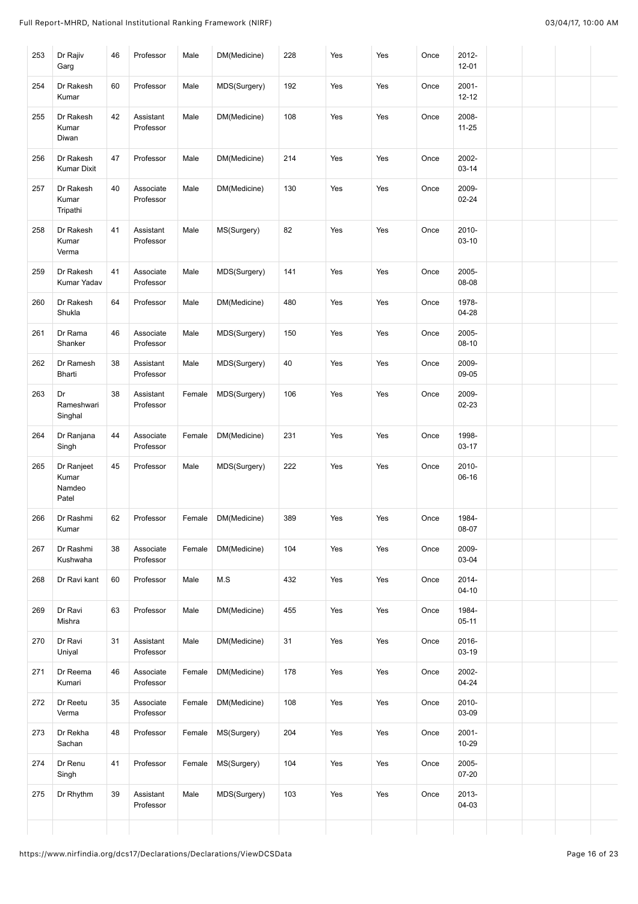| 253 | Dr Rajiv Garg | 46 | Professor | Male | DM(Medicine) | 228 | Yes | Yes | Once | 2012-12-01 | | | |
|---|---|---|---|---|---|---|---|---|---|---|---|---|---|
| 254 | Dr Rakesh Kumar | 60 | Professor | Male | MDS(Surgery) | 192 | Yes | Yes | Once | 2001-12-12 | | | |
| 255 | Dr Rakesh Kumar Diwan | 42 | Assistant Professor | Male | DM(Medicine) | 108 | Yes | Yes | Once | 2008-11-25 | | | |
| 256 | Dr Rakesh Kumar Dixit | 47 | Professor | Male | DM(Medicine) | 214 | Yes | Yes | Once | 2002-03-14 | | | |
| 257 | Dr Rakesh Kumar Tripathi | 40 | Associate Professor | Male | DM(Medicine) | 130 | Yes | Yes | Once | 2009-02-24 | | | |
| 258 | Dr Rakesh Kumar Verma | 41 | Assistant Professor | Male | MS(Surgery) | 82 | Yes | Yes | Once | 2010-03-10 | | | |
| 259 | Dr Rakesh Kumar Yadav | 41 | Associate Professor | Male | MDS(Surgery) | 141 | Yes | Yes | Once | 2005-08-08 | | | |
| 260 | Dr Rakesh Shukla | 64 | Professor | Male | DM(Medicine) | 480 | Yes | Yes | Once | 1978-04-28 | | | |
| 261 | Dr Rama Shanker | 46 | Associate Professor | Male | MDS(Surgery) | 150 | Yes | Yes | Once | 2005-08-10 | | | |
| 262 | Dr Ramesh Bharti | 38 | Assistant Professor | Male | MDS(Surgery) | 40 | Yes | Yes | Once | 2009-09-05 | | | |
| 263 | Dr Rameshwari Singhal | 38 | Assistant Professor | Female | MDS(Surgery) | 106 | Yes | Yes | Once | 2009-02-23 | | | |
| 264 | Dr Ranjana Singh | 44 | Associate Professor | Female | DM(Medicine) | 231 | Yes | Yes | Once | 1998-03-17 | | | |
| 265 | Dr Ranjeet Kumar Namdeo Patel | 45 | Professor | Male | MDS(Surgery) | 222 | Yes | Yes | Once | 2010-06-16 | | | |
| 266 | Dr Rashmi Kumar | 62 | Professor | Female | DM(Medicine) | 389 | Yes | Yes | Once | 1984-08-07 | | | |
| 267 | Dr Rashmi Kushwaha | 38 | Associate Professor | Female | DM(Medicine) | 104 | Yes | Yes | Once | 2009-03-04 | | | |
| 268 | Dr Ravi kant | 60 | Professor | Male | M.S | 432 | Yes | Yes | Once | 2014-04-10 | | | |
| 269 | Dr Ravi Mishra | 63 | Professor | Male | DM(Medicine) | 455 | Yes | Yes | Once | 1984-05-11 | | | |
| 270 | Dr Ravi Uniyal | 31 | Assistant Professor | Male | DM(Medicine) | 31 | Yes | Yes | Once | 2016-03-19 | | | |
| 271 | Dr Reema Kumari | 46 | Associate Professor | Female | DM(Medicine) | 178 | Yes | Yes | Once | 2002-04-24 | | | |
| 272 | Dr Reetu Verma | 35 | Associate Professor | Female | DM(Medicine) | 108 | Yes | Yes | Once | 2010-03-09 | | | |
| 273 | Dr Rekha Sachan | 48 | Professor | Female | MS(Surgery) | 204 | Yes | Yes | Once | 2001-10-29 | | | |
| 274 | Dr Renu Singh | 41 | Professor | Female | MS(Surgery) | 104 | Yes | Yes | Once | 2005-07-20 | | | |
| 275 | Dr Rhythm | 39 | Assistant Professor | Male | MDS(Surgery) | 103 | Yes | Yes | Once | 2013-04-03 | | | |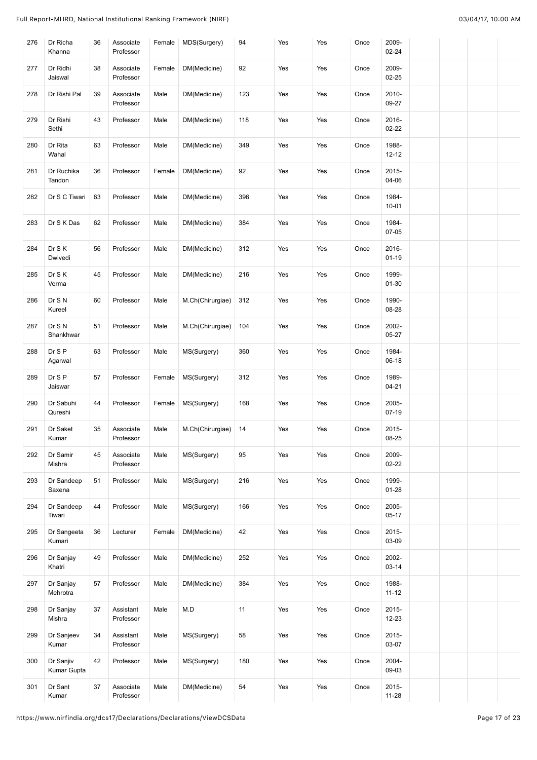| 276 | Dr Richa Khanna | 36 | Associate Professor | Female | MDS(Surgery) | 94 | Yes | Yes | Once | 2009-02-24 | | | |
|---|---|---|---|---|---|---|---|---|---|---|---|---|---|
| 277 | Dr Ridhi Jaiswal | 38 | Associate Professor | Female | DM(Medicine) | 92 | Yes | Yes | Once | 2009-02-25 | | | |
| 278 | Dr Rishi Pal | 39 | Associate Professor | Male | DM(Medicine) | 123 | Yes | Yes | Once | 2010-09-27 | | | |
| 279 | Dr Rishi Sethi | 43 | Professor | Male | DM(Medicine) | 118 | Yes | Yes | Once | 2016-02-22 | | | |
| 280 | Dr Rita Wahal | 63 | Professor | Male | DM(Medicine) | 349 | Yes | Yes | Once | 1988-12-12 | | | |
| 281 | Dr Ruchika Tandon | 36 | Professor | Female | DM(Medicine) | 92 | Yes | Yes | Once | 2015-04-06 | | | |
| 282 | Dr S C Tiwari | 63 | Professor | Male | DM(Medicine) | 396 | Yes | Yes | Once | 1984-10-01 | | | |
| 283 | Dr S K Das | 62 | Professor | Male | DM(Medicine) | 384 | Yes | Yes | Once | 1984-07-05 | | | |
| 284 | Dr S K Dwivedi | 56 | Professor | Male | DM(Medicine) | 312 | Yes | Yes | Once | 2016-01-19 | | | |
| 285 | Dr S K Verma | 45 | Professor | Male | DM(Medicine) | 216 | Yes | Yes | Once | 1999-01-30 | | | |
| 286 | Dr S N Kureel | 60 | Professor | Male | M.Ch(Chirurgiae) | 312 | Yes | Yes | Once | 1990-08-28 | | | |
| 287 | Dr S N Shankhwar | 51 | Professor | Male | M.Ch(Chirurgiae) | 104 | Yes | Yes | Once | 2002-05-27 | | | |
| 288 | Dr S P Agarwal | 63 | Professor | Male | MS(Surgery) | 360 | Yes | Yes | Once | 1984-06-18 | | | |
| 289 | Dr S P Jaiswar | 57 | Professor | Female | MS(Surgery) | 312 | Yes | Yes | Once | 1989-04-21 | | | |
| 290 | Dr Sabuhi Qureshi | 44 | Professor | Female | MS(Surgery) | 168 | Yes | Yes | Once | 2005-07-19 | | | |
| 291 | Dr Saket Kumar | 35 | Associate Professor | Male | M.Ch(Chirurgiae) | 14 | Yes | Yes | Once | 2015-08-25 | | | |
| 292 | Dr Samir Mishra | 45 | Associate Professor | Male | MS(Surgery) | 95 | Yes | Yes | Once | 2009-02-22 | | | |
| 293 | Dr Sandeep Saxena | 51 | Professor | Male | MS(Surgery) | 216 | Yes | Yes | Once | 1999-01-28 | | | |
| 294 | Dr Sandeep Tiwari | 44 | Professor | Male | MS(Surgery) | 166 | Yes | Yes | Once | 2005-05-17 | | | |
| 295 | Dr Sangeeta Kumari | 36 | Lecturer | Female | DM(Medicine) | 42 | Yes | Yes | Once | 2015-03-09 | | | |
| 296 | Dr Sanjay Khatri | 49 | Professor | Male | DM(Medicine) | 252 | Yes | Yes | Once | 2002-03-14 | | | |
| 297 | Dr Sanjay Mehrotra | 57 | Professor | Male | DM(Medicine) | 384 | Yes | Yes | Once | 1988-11-12 | | | |
| 298 | Dr Sanjay Mishra | 37 | Assistant Professor | Male | M.D | 11 | Yes | Yes | Once | 2015-12-23 | | | |
| 299 | Dr Sanjeev Kumar | 34 | Assistant Professor | Male | MS(Surgery) | 58 | Yes | Yes | Once | 2015-03-07 | | | |
| 300 | Dr Sanjiv Kumar Gupta | 42 | Professor | Male | MS(Surgery) | 180 | Yes | Yes | Once | 2004-09-03 | | | |
| 301 | Dr Sant Kumar | 37 | Associate Professor | Male | DM(Medicine) | 54 | Yes | Yes | Once | 2015-11-28 | | | |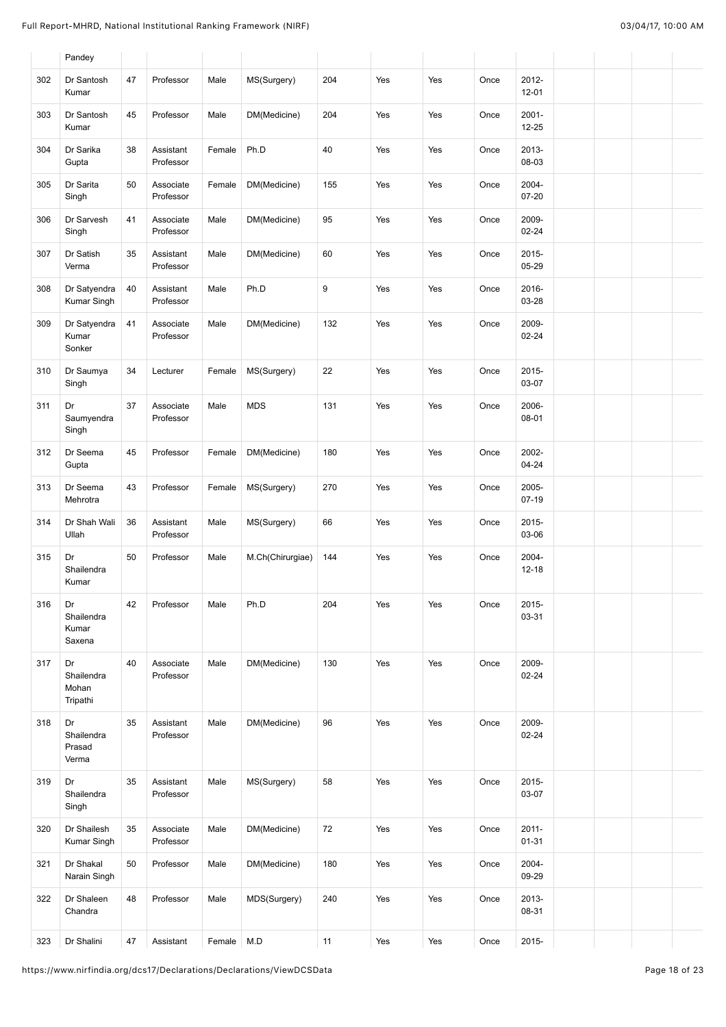|  | Pandey |  |  |  |  |  |  |  |  |  |  |  |  |  |
|---|---|---|---|---|---|---|---|---|---|---|---|---|---|---|
| 302 | Dr Santosh Kumar | 47 | Professor | Male | MS(Surgery) | 204 | Yes | Yes | Once | 2012-12-01 |  |  |  |  |
| 303 | Dr Santosh Kumar | 45 | Professor | Male | DM(Medicine) | 204 | Yes | Yes | Once | 2001-12-25 |  |  |  |  |
| 304 | Dr Sarika Gupta | 38 | Assistant Professor | Female | Ph.D | 40 | Yes | Yes | Once | 2013-08-03 |  |  |  |  |
| 305 | Dr Sarita Singh | 50 | Associate Professor | Female | DM(Medicine) | 155 | Yes | Yes | Once | 2004-07-20 |  |  |  |  |
| 306 | Dr Sarvesh Singh | 41 | Associate Professor | Male | DM(Medicine) | 95 | Yes | Yes | Once | 2009-02-24 |  |  |  |  |
| 307 | Dr Satish Verma | 35 | Assistant Professor | Male | DM(Medicine) | 60 | Yes | Yes | Once | 2015-05-29 |  |  |  |  |
| 308 | Dr Satyendra Kumar Singh | 40 | Assistant Professor | Male | Ph.D | 9 | Yes | Yes | Once | 2016-03-28 |  |  |  |  |
| 309 | Dr Satyendra Kumar Sonker | 41 | Associate Professor | Male | DM(Medicine) | 132 | Yes | Yes | Once | 2009-02-24 |  |  |  |  |
| 310 | Dr Saumya Singh | 34 | Lecturer | Female | MS(Surgery) | 22 | Yes | Yes | Once | 2015-03-07 |  |  |  |  |
| 311 | Dr Saumyendra Singh | 37 | Associate Professor | Male | MDS | 131 | Yes | Yes | Once | 2006-08-01 |  |  |  |  |
| 312 | Dr Seema Gupta | 45 | Professor | Female | DM(Medicine) | 180 | Yes | Yes | Once | 2002-04-24 |  |  |  |  |
| 313 | Dr Seema Mehrotra | 43 | Professor | Female | MS(Surgery) | 270 | Yes | Yes | Once | 2005-07-19 |  |  |  |  |
| 314 | Dr Shah Wali Ullah | 36 | Assistant Professor | Male | MS(Surgery) | 66 | Yes | Yes | Once | 2015-03-06 |  |  |  |  |
| 315 | Dr Shailendra Kumar | 50 | Professor | Male | M.Ch(Chirurgiae) | 144 | Yes | Yes | Once | 2004-12-18 |  |  |  |  |
| 316 | Dr Shailendra Kumar Saxena | 42 | Professor | Male | Ph.D | 204 | Yes | Yes | Once | 2015-03-31 |  |  |  |  |
| 317 | Dr Shailendra Mohan Tripathi | 40 | Associate Professor | Male | DM(Medicine) | 130 | Yes | Yes | Once | 2009-02-24 |  |  |  |  |
| 318 | Dr Shailendra Prasad Verma | 35 | Assistant Professor | Male | DM(Medicine) | 96 | Yes | Yes | Once | 2009-02-24 |  |  |  |  |
| 319 | Dr Shailendra Singh | 35 | Assistant Professor | Male | MS(Surgery) | 58 | Yes | Yes | Once | 2015-03-07 |  |  |  |  |
| 320 | Dr Shailesh Kumar Singh | 35 | Associate Professor | Male | DM(Medicine) | 72 | Yes | Yes | Once | 2011-01-31 |  |  |  |  |
| 321 | Dr Shakal Narain Singh | 50 | Professor | Male | DM(Medicine) | 180 | Yes | Yes | Once | 2004-09-29 |  |  |  |  |
| 322 | Dr Shaleen Chandra | 48 | Professor | Male | MDS(Surgery) | 240 | Yes | Yes | Once | 2013-08-31 |  |  |  |  |
| 323 | Dr Shalini | 47 | Assistant | Female | M.D | 11 | Yes | Yes | Once | 2015- |  |  |  |  |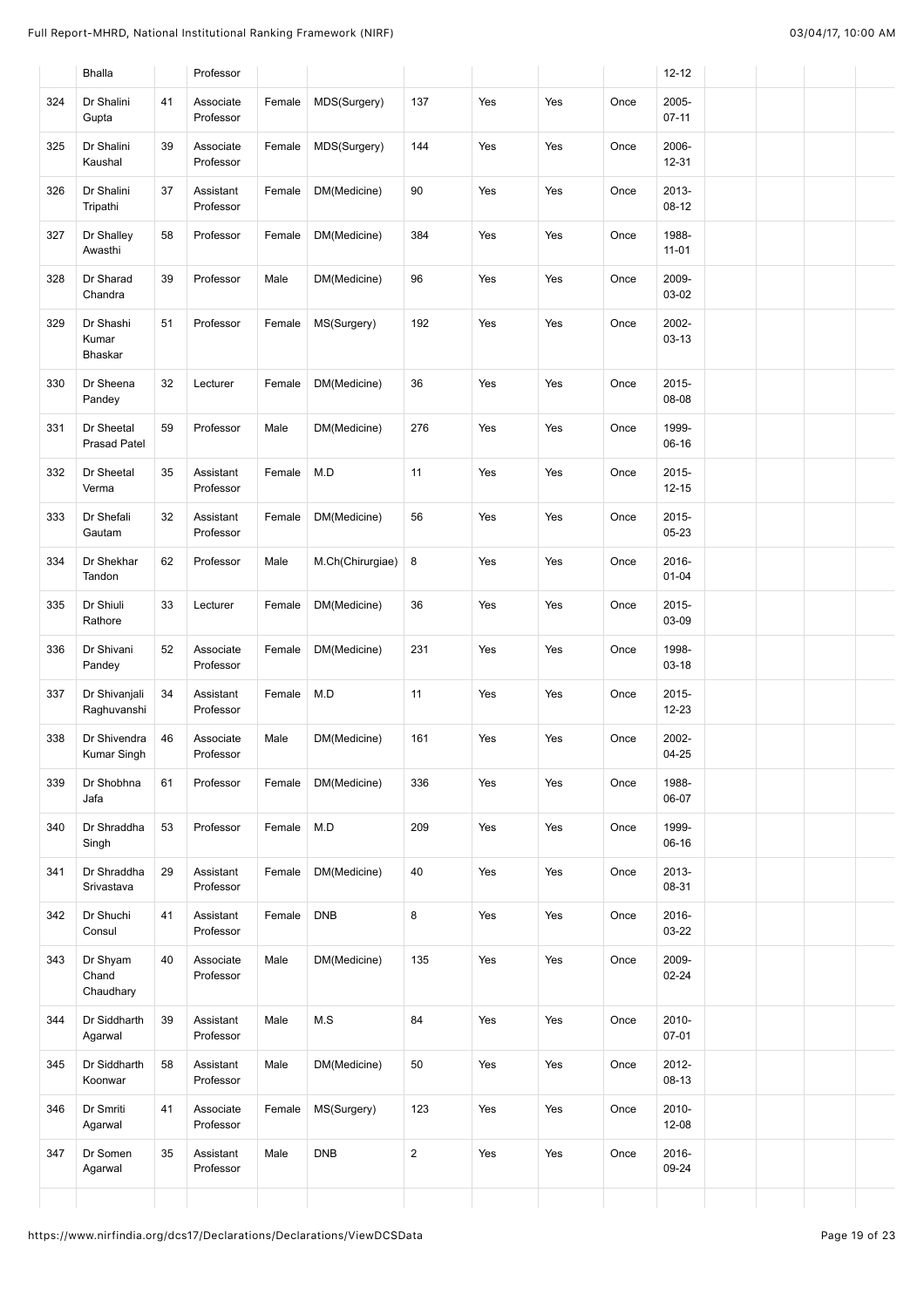|  | Bhalla |  | Professor |  |  |  |  |  |  | 12-12 |  |  |  |  |
|---|---|---|---|---|---|---|---|---|---|---|---|---|---|---|
| 324 | Dr Shalini Gupta | 41 | Associate Professor | Female | MDS(Surgery) | 137 | Yes | Yes | Once | 2005-07-11 |  |  |  |  |
| 325 | Dr Shalini Kaushal | 39 | Associate Professor | Female | MDS(Surgery) | 144 | Yes | Yes | Once | 2006-12-31 |  |  |  |  |
| 326 | Dr Shalini Tripathi | 37 | Assistant Professor | Female | DM(Medicine) | 90 | Yes | Yes | Once | 2013-08-12 |  |  |  |  |
| 327 | Dr Shalley Awasthi | 58 | Professor | Female | DM(Medicine) | 384 | Yes | Yes | Once | 1988-11-01 |  |  |  |  |
| 328 | Dr Sharad Chandra | 39 | Professor | Male | DM(Medicine) | 96 | Yes | Yes | Once | 2009-03-02 |  |  |  |  |
| 329 | Dr Shashi Kumar Bhaskar | 51 | Professor | Female | MS(Surgery) | 192 | Yes | Yes | Once | 2002-03-13 |  |  |  |  |
| 330 | Dr Sheena Pandey | 32 | Lecturer | Female | DM(Medicine) | 36 | Yes | Yes | Once | 2015-08-08 |  |  |  |  |
| 331 | Dr Sheetal Prasad Patel | 59 | Professor | Male | DM(Medicine) | 276 | Yes | Yes | Once | 1999-06-16 |  |  |  |  |
| 332 | Dr Sheetal Verma | 35 | Assistant Professor | Female | M.D | 11 | Yes | Yes | Once | 2015-12-15 |  |  |  |  |
| 333 | Dr Shefali Gautam | 32 | Assistant Professor | Female | DM(Medicine) | 56 | Yes | Yes | Once | 2015-05-23 |  |  |  |  |
| 334 | Dr Shekhar Tandon | 62 | Professor | Male | M.Ch(Chirurgiae) | 8 | Yes | Yes | Once | 2016-01-04 |  |  |  |  |
| 335 | Dr Shiuli Rathore | 33 | Lecturer | Female | DM(Medicine) | 36 | Yes | Yes | Once | 2015-03-09 |  |  |  |  |
| 336 | Dr Shivani Pandey | 52 | Associate Professor | Female | DM(Medicine) | 231 | Yes | Yes | Once | 1998-03-18 |  |  |  |  |
| 337 | Dr Shivanjali Raghuvanshi | 34 | Assistant Professor | Female | M.D | 11 | Yes | Yes | Once | 2015-12-23 |  |  |  |  |
| 338 | Dr Shivendra Kumar Singh | 46 | Associate Professor | Male | DM(Medicine) | 161 | Yes | Yes | Once | 2002-04-25 |  |  |  |  |
| 339 | Dr Shobhna Jafa | 61 | Professor | Female | DM(Medicine) | 336 | Yes | Yes | Once | 1988-06-07 |  |  |  |  |
| 340 | Dr Shraddha Singh | 53 | Professor | Female | M.D | 209 | Yes | Yes | Once | 1999-06-16 |  |  |  |  |
| 341 | Dr Shraddha Srivastava | 29 | Assistant Professor | Female | DM(Medicine) | 40 | Yes | Yes | Once | 2013-08-31 |  |  |  |  |
| 342 | Dr Shuchi Consul | 41 | Assistant Professor | Female | DNB | 8 | Yes | Yes | Once | 2016-03-22 |  |  |  |  |
| 343 | Dr Shyam Chand Chaudhary | 40 | Associate Professor | Male | DM(Medicine) | 135 | Yes | Yes | Once | 2009-02-24 |  |  |  |  |
| 344 | Dr Siddharth Agarwal | 39 | Assistant Professor | Male | M.S | 84 | Yes | Yes | Once | 2010-07-01 |  |  |  |  |
| 345 | Dr Siddharth Koonwar | 58 | Assistant Professor | Male | DM(Medicine) | 50 | Yes | Yes | Once | 2012-08-13 |  |  |  |  |
| 346 | Dr Smriti Agarwal | 41 | Associate Professor | Female | MS(Surgery) | 123 | Yes | Yes | Once | 2010-12-08 |  |  |  |  |
| 347 | Dr Somen Agarwal | 35 | Assistant Professor | Male | DNB | 2 | Yes | Yes | Once | 2016-09-24 |  |  |  |  |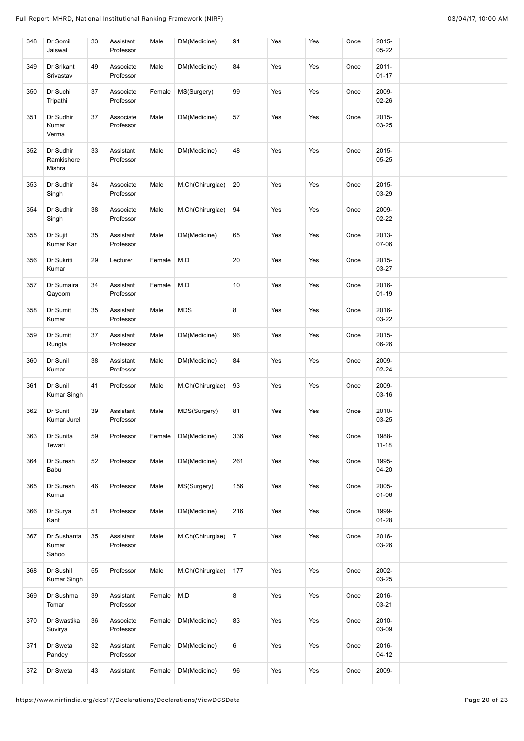| | | | | | | | | | | | | | |
|---|---|---|---|---|---|---|---|---|---|---|---|---|---|
| 348 | Dr Somil Jaiswal | 33 | Assistant Professor | Male | DM(Medicine) | 91 | Yes | Yes | Once | 2015-05-22 | | | |
| 349 | Dr Srikant Srivastav | 49 | Associate Professor | Male | DM(Medicine) | 84 | Yes | Yes | Once | 2011-01-17 | | | |
| 350 | Dr Suchi Tripathi | 37 | Associate Professor | Female | MS(Surgery) | 99 | Yes | Yes | Once | 2009-02-26 | | | |
| 351 | Dr Sudhir Kumar Verma | 37 | Associate Professor | Male | DM(Medicine) | 57 | Yes | Yes | Once | 2015-03-25 | | | |
| 352 | Dr Sudhir Ramkishore Mishra | 33 | Assistant Professor | Male | DM(Medicine) | 48 | Yes | Yes | Once | 2015-05-25 | | | |
| 353 | Dr Sudhir Singh | 34 | Associate Professor | Male | M.Ch(Chirurgiae) | 20 | Yes | Yes | Once | 2015-03-29 | | | |
| 354 | Dr Sudhir Singh | 38 | Associate Professor | Male | M.Ch(Chirurgiae) | 94 | Yes | Yes | Once | 2009-02-22 | | | |
| 355 | Dr Sujit Kumar Kar | 35 | Assistant Professor | Male | DM(Medicine) | 65 | Yes | Yes | Once | 2013-07-06 | | | |
| 356 | Dr Sukriti Kumar | 29 | Lecturer | Female | M.D | 20 | Yes | Yes | Once | 2015-03-27 | | | |
| 357 | Dr Sumaira Qayoom | 34 | Assistant Professor | Female | M.D | 10 | Yes | Yes | Once | 2016-01-19 | | | |
| 358 | Dr Sumit Kumar | 35 | Assistant Professor | Male | MDS | 8 | Yes | Yes | Once | 2016-03-22 | | | |
| 359 | Dr Sumit Rungta | 37 | Assistant Professor | Male | DM(Medicine) | 96 | Yes | Yes | Once | 2015-06-26 | | | |
| 360 | Dr Sunil Kumar | 38 | Assistant Professor | Male | DM(Medicine) | 84 | Yes | Yes | Once | 2009-02-24 | | | |
| 361 | Dr Sunil Kumar Singh | 41 | Professor | Male | M.Ch(Chirurgiae) | 93 | Yes | Yes | Once | 2009-03-16 | | | |
| 362 | Dr Sunit Kumar Jurel | 39 | Assistant Professor | Male | MDS(Surgery) | 81 | Yes | Yes | Once | 2010-03-25 | | | |
| 363 | Dr Sunita Tewari | 59 | Professor | Female | DM(Medicine) | 336 | Yes | Yes | Once | 1988-11-18 | | | |
| 364 | Dr Suresh Babu | 52 | Professor | Male | DM(Medicine) | 261 | Yes | Yes | Once | 1995-04-20 | | | |
| 365 | Dr Suresh Kumar | 46 | Professor | Male | MS(Surgery) | 156 | Yes | Yes | Once | 2005-01-06 | | | |
| 366 | Dr Surya Kant | 51 | Professor | Male | DM(Medicine) | 216 | Yes | Yes | Once | 1999-01-28 | | | |
| 367 | Dr Sushanta Kumar Sahoo | 35 | Assistant Professor | Male | M.Ch(Chirurgiae) | 7 | Yes | Yes | Once | 2016-03-26 | | | |
| 368 | Dr Sushil Kumar Singh | 55 | Professor | Male | M.Ch(Chirurgiae) | 177 | Yes | Yes | Once | 2002-03-25 | | | |
| 369 | Dr Sushma Tomar | 39 | Assistant Professor | Female | M.D | 8 | Yes | Yes | Once | 2016-03-21 | | | |
| 370 | Dr Swastika Suvirya | 36 | Associate Professor | Female | DM(Medicine) | 83 | Yes | Yes | Once | 2010-03-09 | | | |
| 371 | Dr Sweta Pandey | 32 | Assistant Professor | Female | DM(Medicine) | 6 | Yes | Yes | Once | 2016-04-12 | | | |
| 372 | Dr Sweta | 43 | Assistant | Female | DM(Medicine) | 96 | Yes | Yes | Once | 2009- | | | |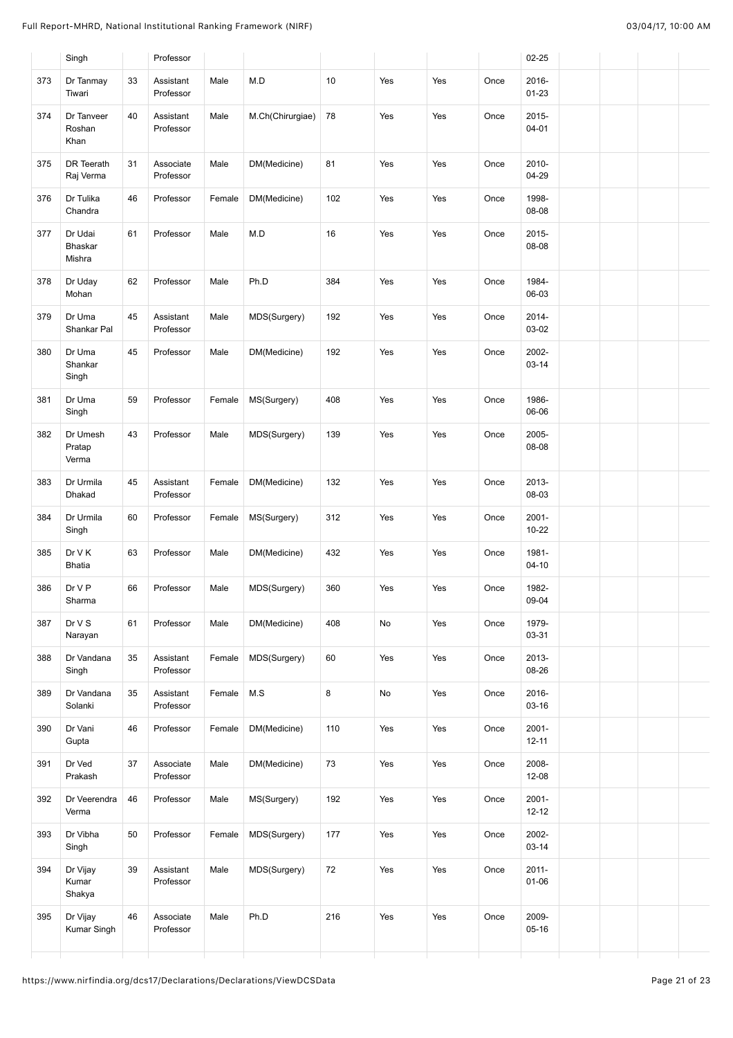|  | Singh |  | Professor |  |  |  |  |  |  | 02-25 |  |  |  |  |
|---|---|---|---|---|---|---|---|---|---|---|---|---|---|---|
| 373 | Dr Tanmay Tiwari | 33 | Assistant Professor | Male | M.D | 10 | Yes | Yes | Once | 2016-01-23 |  |  |  |  |
| 374 | Dr Tanveer Roshan Khan | 40 | Assistant Professor | Male | M.Ch(Chirurgiae) | 78 | Yes | Yes | Once | 2015-04-01 |  |  |  |  |
| 375 | DR Teerath Raj Verma | 31 | Associate Professor | Male | DM(Medicine) | 81 | Yes | Yes | Once | 2010-04-29 |  |  |  |  |
| 376 | Dr Tulika Chandra | 46 | Professor | Female | DM(Medicine) | 102 | Yes | Yes | Once | 1998-08-08 |  |  |  |  |
| 377 | Dr Udai Bhaskar Mishra | 61 | Professor | Male | M.D | 16 | Yes | Yes | Once | 2015-08-08 |  |  |  |  |
| 378 | Dr Uday Mohan | 62 | Professor | Male | Ph.D | 384 | Yes | Yes | Once | 1984-06-03 |  |  |  |  |
| 379 | Dr Uma Shankar Pal | 45 | Assistant Professor | Male | MDS(Surgery) | 192 | Yes | Yes | Once | 2014-03-02 |  |  |  |  |
| 380 | Dr Uma Shankar Singh | 45 | Professor | Male | DM(Medicine) | 192 | Yes | Yes | Once | 2002-03-14 |  |  |  |  |
| 381 | Dr Uma Singh | 59 | Professor | Female | MS(Surgery) | 408 | Yes | Yes | Once | 1986-06-06 |  |  |  |  |
| 382 | Dr Umesh Pratap Verma | 43 | Professor | Male | MDS(Surgery) | 139 | Yes | Yes | Once | 2005-08-08 |  |  |  |  |
| 383 | Dr Urmila Dhakad | 45 | Assistant Professor | Female | DM(Medicine) | 132 | Yes | Yes | Once | 2013-08-03 |  |  |  |  |
| 384 | Dr Urmila Singh | 60 | Professor | Female | MS(Surgery) | 312 | Yes | Yes | Once | 2001-10-22 |  |  |  |  |
| 385 | Dr V K Bhatia | 63 | Professor | Male | DM(Medicine) | 432 | Yes | Yes | Once | 1981-04-10 |  |  |  |  |
| 386 | Dr V P Sharma | 66 | Professor | Male | MDS(Surgery) | 360 | Yes | Yes | Once | 1982-09-04 |  |  |  |  |
| 387 | Dr V S Narayan | 61 | Professor | Male | DM(Medicine) | 408 | No | Yes | Once | 1979-03-31 |  |  |  |  |
| 388 | Dr Vandana Singh | 35 | Assistant Professor | Female | MDS(Surgery) | 60 | Yes | Yes | Once | 2013-08-26 |  |  |  |  |
| 389 | Dr Vandana Solanki | 35 | Assistant Professor | Female | M.S | 8 | No | Yes | Once | 2016-03-16 |  |  |  |  |
| 390 | Dr Vani Gupta | 46 | Professor | Female | DM(Medicine) | 110 | Yes | Yes | Once | 2001-12-11 |  |  |  |  |
| 391 | Dr Ved Prakash | 37 | Associate Professor | Male | DM(Medicine) | 73 | Yes | Yes | Once | 2008-12-08 |  |  |  |  |
| 392 | Dr Veerendra Verma | 46 | Professor | Male | MS(Surgery) | 192 | Yes | Yes | Once | 2001-12-12 |  |  |  |  |
| 393 | Dr Vibha Singh | 50 | Professor | Female | MDS(Surgery) | 177 | Yes | Yes | Once | 2002-03-14 |  |  |  |  |
| 394 | Dr Vijay Kumar Shakya | 39 | Assistant Professor | Male | MDS(Surgery) | 72 | Yes | Yes | Once | 2011-01-06 |  |  |  |  |
| 395 | Dr Vijay Kumar Singh | 46 | Associate Professor | Male | Ph.D | 216 | Yes | Yes | Once | 2009-05-16 |  |  |  |  |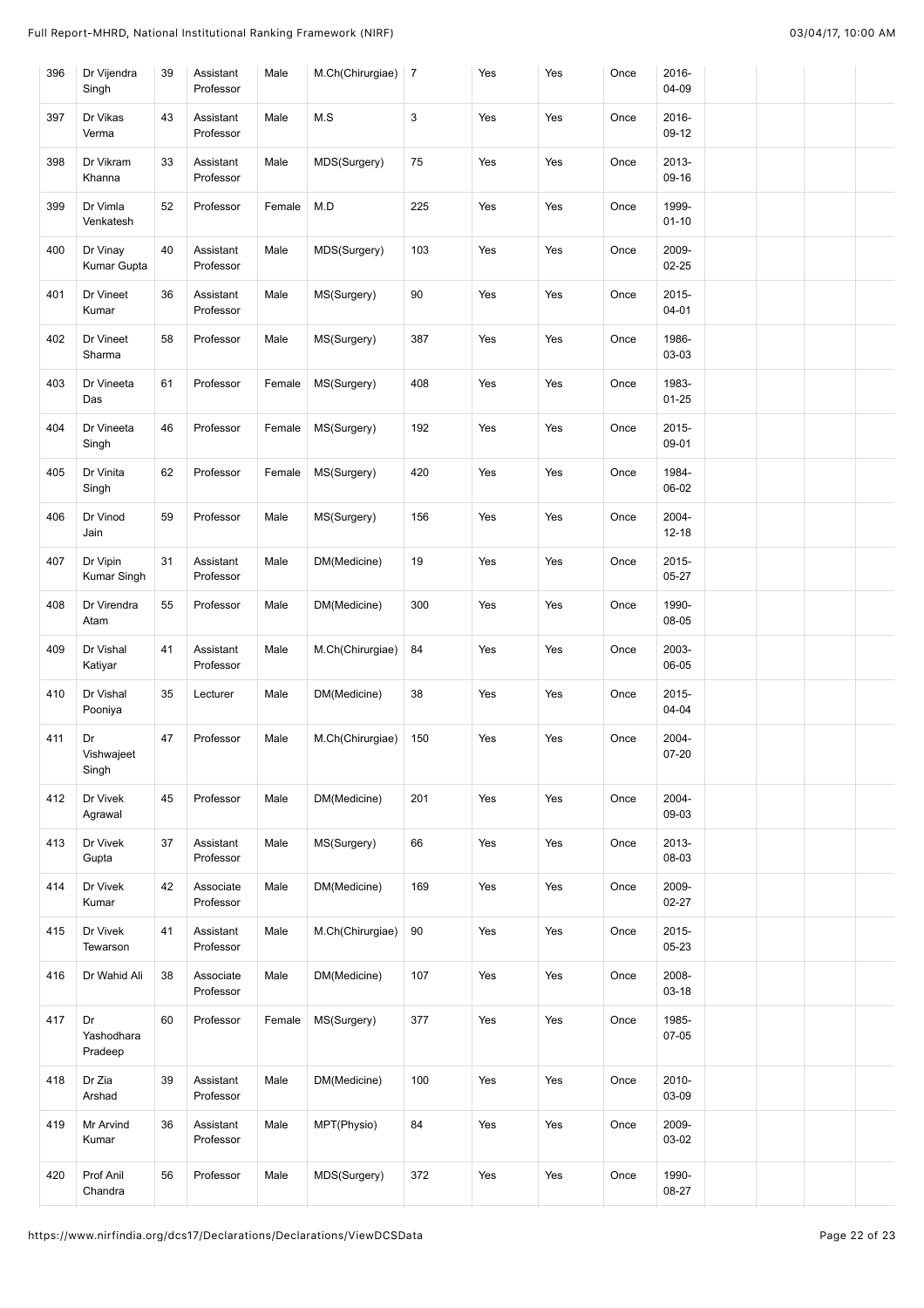| 396 | Dr Vijendra Singh | 39 | Assistant Professor | Male | M.Ch(Chirurgiae) | 7 | Yes | Yes | Once | 2016-04-09 | | | | |
|---|---|---|---|---|---|---|---|---|---|---|---|---|---|---|
| 397 | Dr Vikas Verma | 43 | Assistant Professor | Male | M.S | 3 | Yes | Yes | Once | 2016-09-12 | | | | |
| 398 | Dr Vikram Khanna | 33 | Assistant Professor | Male | MDS(Surgery) | 75 | Yes | Yes | Once | 2013-09-16 | | | | |
| 399 | Dr Vimla Venkatesh | 52 | Professor | Female | M.D | 225 | Yes | Yes | Once | 1999-01-10 | | | | |
| 400 | Dr Vinay Kumar Gupta | 40 | Assistant Professor | Male | MDS(Surgery) | 103 | Yes | Yes | Once | 2009-02-25 | | | | |
| 401 | Dr Vineet Kumar | 36 | Assistant Professor | Male | MS(Surgery) | 90 | Yes | Yes | Once | 2015-04-01 | | | | |
| 402 | Dr Vineet Sharma | 58 | Professor | Male | MS(Surgery) | 387 | Yes | Yes | Once | 1986-03-03 | | | | |
| 403 | Dr Vineeta Das | 61 | Professor | Female | MS(Surgery) | 408 | Yes | Yes | Once | 1983-01-25 | | | | |
| 404 | Dr Vineeta Singh | 46 | Professor | Female | MS(Surgery) | 192 | Yes | Yes | Once | 2015-09-01 | | | | |
| 405 | Dr Vinita Singh | 62 | Professor | Female | MS(Surgery) | 420 | Yes | Yes | Once | 1984-06-02 | | | | |
| 406 | Dr Vinod Jain | 59 | Professor | Male | MS(Surgery) | 156 | Yes | Yes | Once | 2004-12-18 | | | | |
| 407 | Dr Vipin Kumar Singh | 31 | Assistant Professor | Male | DM(Medicine) | 19 | Yes | Yes | Once | 2015-05-27 | | | | |
| 408 | Dr Virendra Atam | 55 | Professor | Male | DM(Medicine) | 300 | Yes | Yes | Once | 1990-08-05 | | | | |
| 409 | Dr Vishal Katiyar | 41 | Assistant Professor | Male | M.Ch(Chirurgiae) | 84 | Yes | Yes | Once | 2003-06-05 | | | | |
| 410 | Dr Vishal Pooniya | 35 | Lecturer | Male | DM(Medicine) | 38 | Yes | Yes | Once | 2015-04-04 | | | | |
| 411 | Dr Vishwajeet Singh | 47 | Professor | Male | M.Ch(Chirurgiae) | 150 | Yes | Yes | Once | 2004-07-20 | | | | |
| 412 | Dr Vivek Agrawal | 45 | Professor | Male | DM(Medicine) | 201 | Yes | Yes | Once | 2004-09-03 | | | | |
| 413 | Dr Vivek Gupta | 37 | Assistant Professor | Male | MS(Surgery) | 66 | Yes | Yes | Once | 2013-08-03 | | | | |
| 414 | Dr Vivek Kumar | 42 | Associate Professor | Male | DM(Medicine) | 169 | Yes | Yes | Once | 2009-02-27 | | | | |
| 415 | Dr Vivek Tewarson | 41 | Assistant Professor | Male | M.Ch(Chirurgiae) | 90 | Yes | Yes | Once | 2015-05-23 | | | | |
| 416 | Dr Wahid Ali | 38 | Associate Professor | Male | DM(Medicine) | 107 | Yes | Yes | Once | 2008-03-18 | | | | |
| 417 | Dr Yashodhara Pradeep | 60 | Professor | Female | MS(Surgery) | 377 | Yes | Yes | Once | 1985-07-05 | | | | |
| 418 | Dr Zia Arshad | 39 | Assistant Professor | Male | DM(Medicine) | 100 | Yes | Yes | Once | 2010-03-09 | | | | |
| 419 | Mr Arvind Kumar | 36 | Assistant Professor | Male | MPT(Physio) | 84 | Yes | Yes | Once | 2009-03-02 | | | | |
| 420 | Prof Anil Chandra | 56 | Professor | Male | MDS(Surgery) | 372 | Yes | Yes | Once | 1990-08-27 | | | | |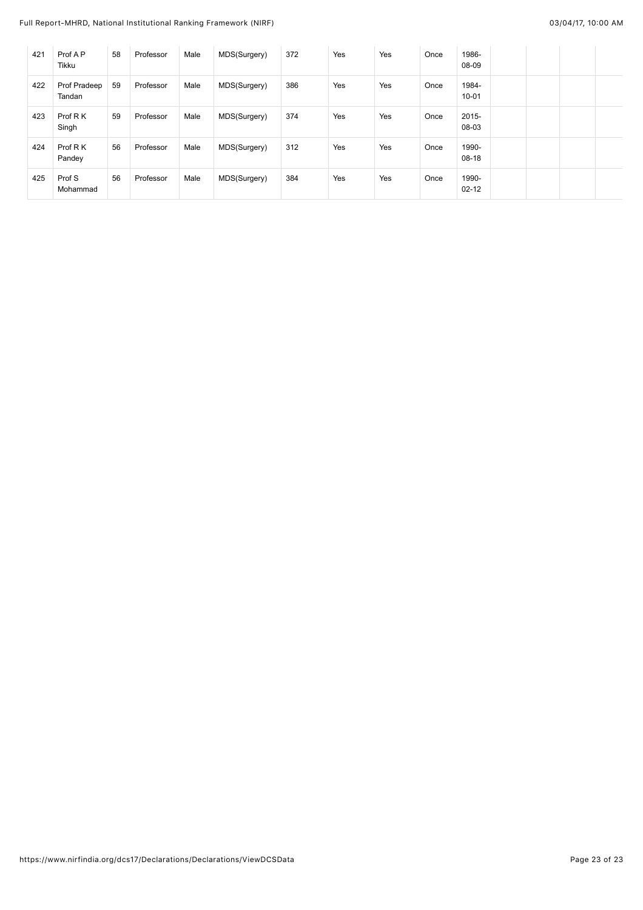| | | | | | | | | | | | | | |
|---|---|---|---|---|---|---|---|---|---|---|---|---|---|
| 421 | Prof A P Tikku | 58 | Professor | Male | MDS(Surgery) | 372 | Yes | Yes | Once | 1986-08-09 | | | |
| 422 | Prof Pradeep Tandan | 59 | Professor | Male | MDS(Surgery) | 386 | Yes | Yes | Once | 1984-10-01 | | | |
| 423 | Prof R K Singh | 59 | Professor | Male | MDS(Surgery) | 374 | Yes | Yes | Once | 2015-08-03 | | | |
| 424 | Prof R K Pandey | 56 | Professor | Male | MDS(Surgery) | 312 | Yes | Yes | Once | 1990-08-18 | | | |
| 425 | Prof S Mohammad | 56 | Professor | Male | MDS(Surgery) | 384 | Yes | Yes | Once | 1990-02-12 | | | |